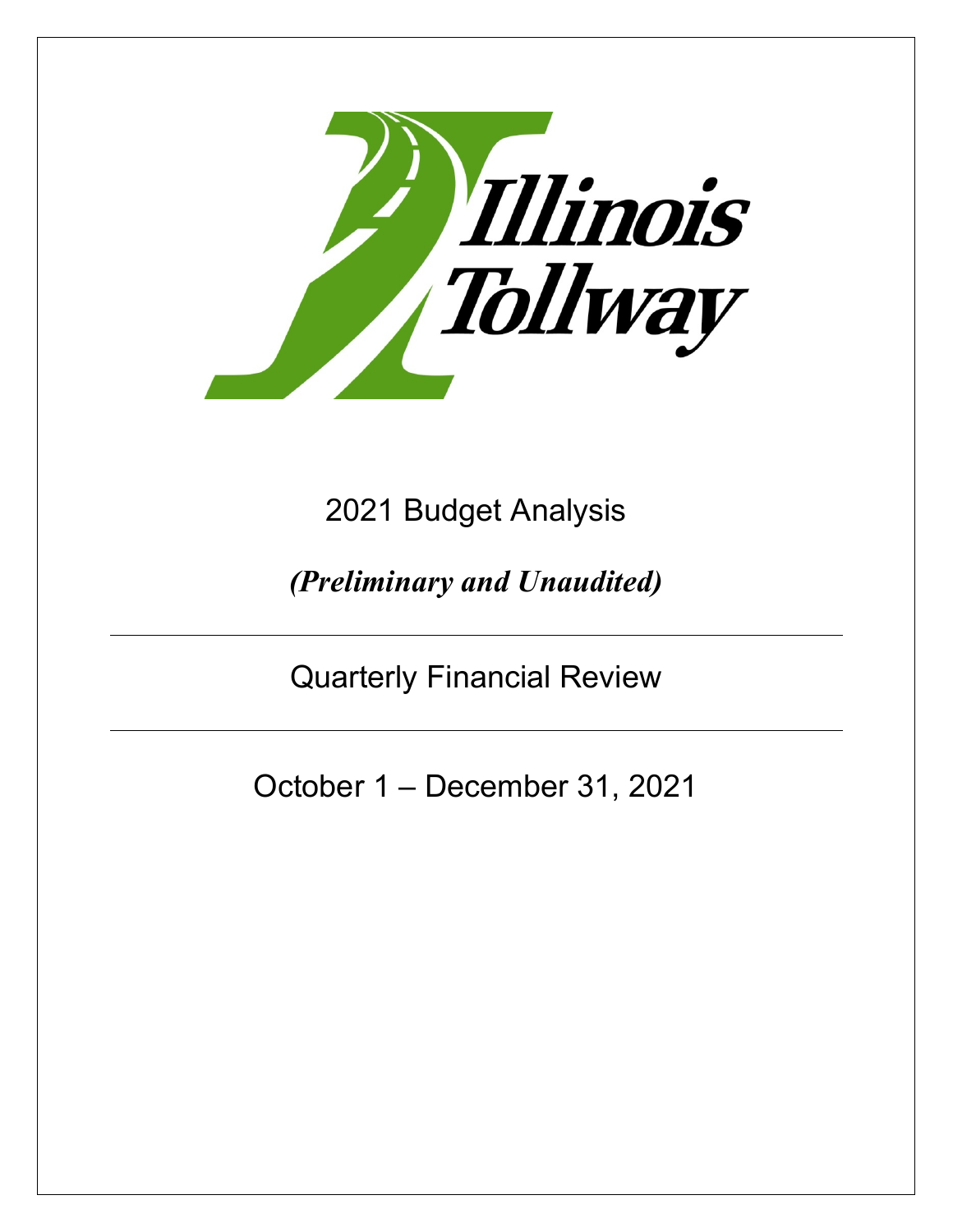Illinois Tollway

# 2021 Budget Analysis

***(Preliminary and Unaudited)***

---

## Quarterly Financial Review

---

## October 1 – December 31, 2021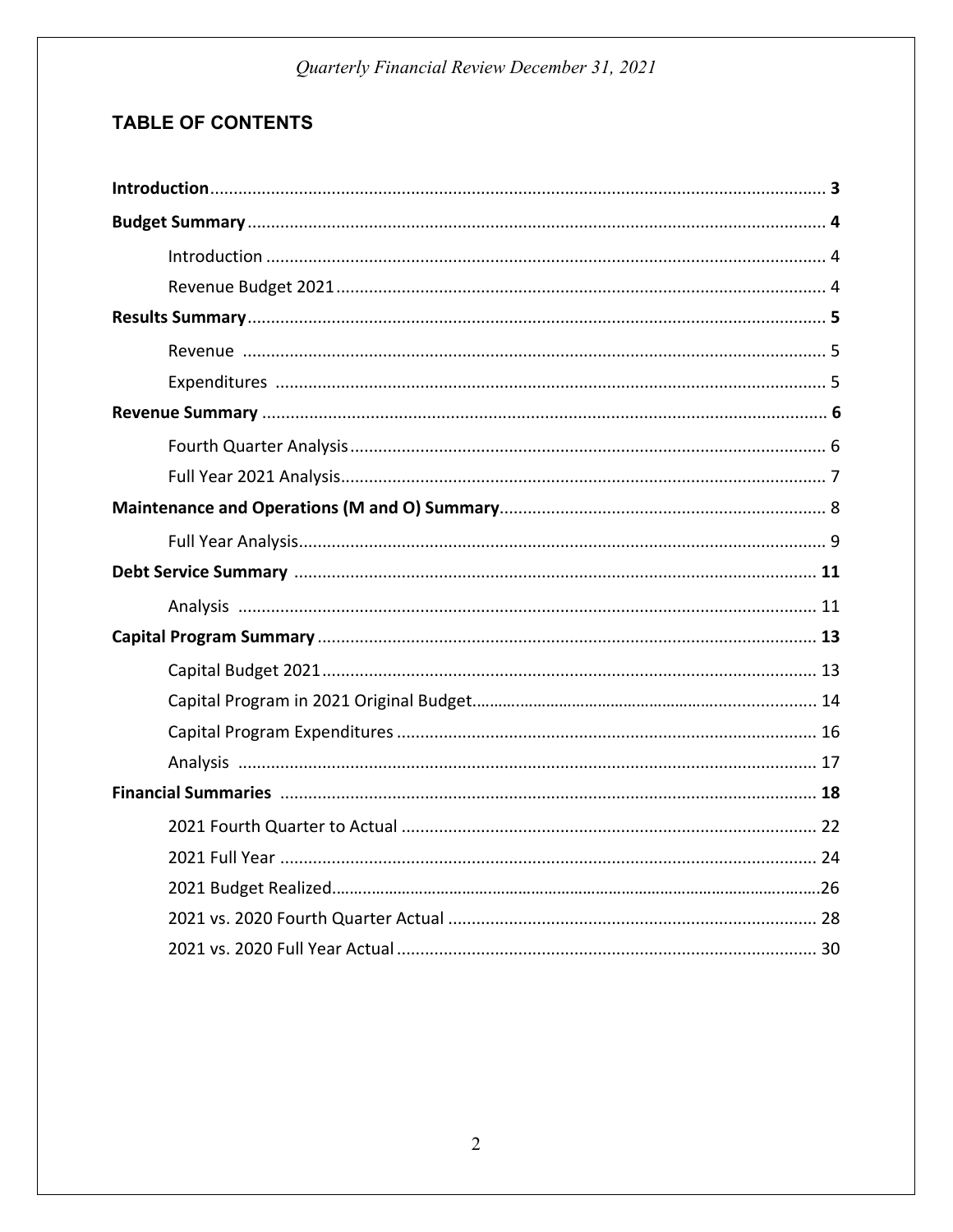## TABLE OF CONTENTS

**Introduction** ........ **3**

**Budget Summary** ........ **4**

- Introduction ........ 4
- Revenue Budget 2021 ........ 4

**Results Summary** ........ **5**

- Revenue ........ 5
- Expenditures ........ 5

**Revenue Summary** ........ **6**

- Fourth Quarter Analysis ........ 6
- Full Year 2021 Analysis ........ 7

**Maintenance and Operations (M and O) Summary** ........ 8

- Full Year Analysis ........ 9

**Debt Service Summary** ........ **11**

- Analysis ........ 11

**Capital Program Summary** ........ **13**

- Capital Budget 2021 ........ 13
- Capital Program in 2021 Original Budget ........ 14
- Capital Program Expenditures ........ 16
- Analysis ........ 17

**Financial Summaries** ........ **18**

- 2021 Fourth Quarter to Actual ........ 22
- 2021 Full Year ........ 24
- 2021 Budget Realized ........ 26
- 2021 vs. 2020 Fourth Quarter Actual ........ 28
- 2021 vs. 2020 Full Year Actual ........ 30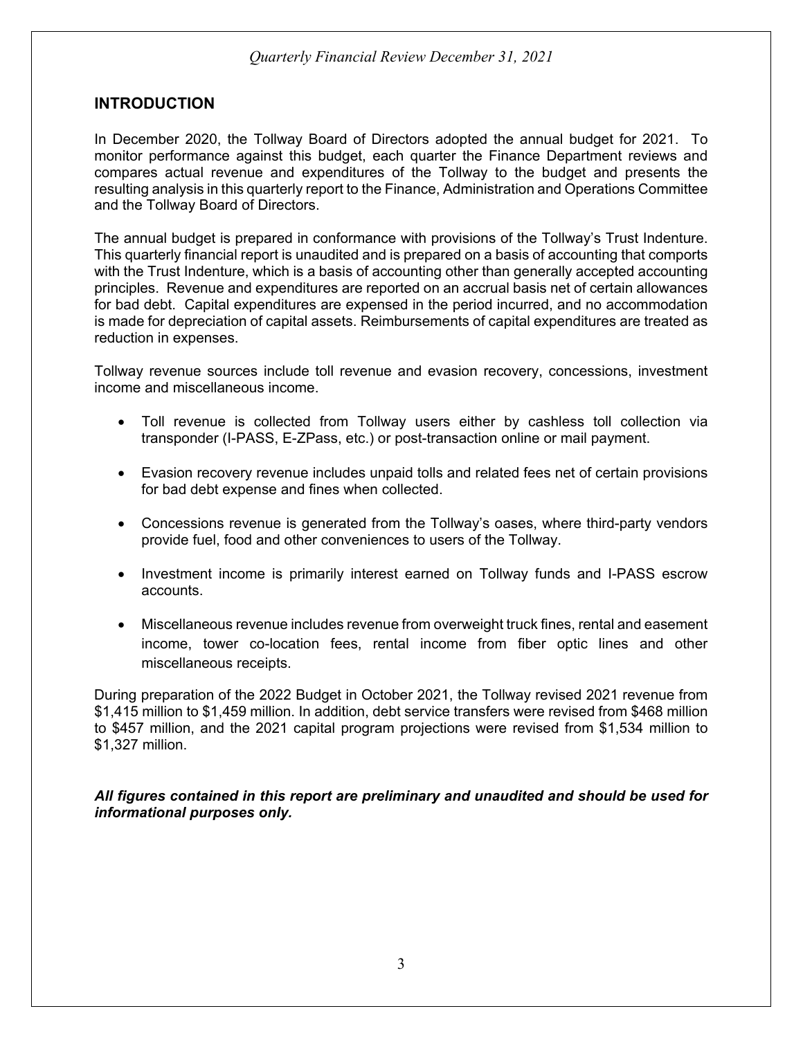## INTRODUCTION

In December 2020, the Tollway Board of Directors adopted the annual budget for 2021. To monitor performance against this budget, each quarter the Finance Department reviews and compares actual revenue and expenditures of the Tollway to the budget and presents the resulting analysis in this quarterly report to the Finance, Administration and Operations Committee and the Tollway Board of Directors.

The annual budget is prepared in conformance with provisions of the Tollway's Trust Indenture. This quarterly financial report is unaudited and is prepared on a basis of accounting that comports with the Trust Indenture, which is a basis of accounting other than generally accepted accounting principles. Revenue and expenditures are reported on an accrual basis net of certain allowances for bad debt. Capital expenditures are expensed in the period incurred, and no accommodation is made for depreciation of capital assets. Reimbursements of capital expenditures are treated as reduction in expenses.

Tollway revenue sources include toll revenue and evasion recovery, concessions, investment income and miscellaneous income.

- Toll revenue is collected from Tollway users either by cashless toll collection via transponder (I-PASS, E-ZPass, etc.) or post-transaction online or mail payment.
- Evasion recovery revenue includes unpaid tolls and related fees net of certain provisions for bad debt expense and fines when collected.
- Concessions revenue is generated from the Tollway's oases, where third-party vendors provide fuel, food and other conveniences to users of the Tollway.
- Investment income is primarily interest earned on Tollway funds and I-PASS escrow accounts.
- Miscellaneous revenue includes revenue from overweight truck fines, rental and easement income, tower co-location fees, rental income from fiber optic lines and other miscellaneous receipts.

During preparation of the 2022 Budget in October 2021, the Tollway revised 2021 revenue from \$1,415 million to \$1,459 million. In addition, debt service transfers were revised from \$468 million to \$457 million, and the 2021 capital program projections were revised from \$1,534 million to \$1,327 million.

***All figures contained in this report are preliminary and unaudited and should be used for informational purposes only.***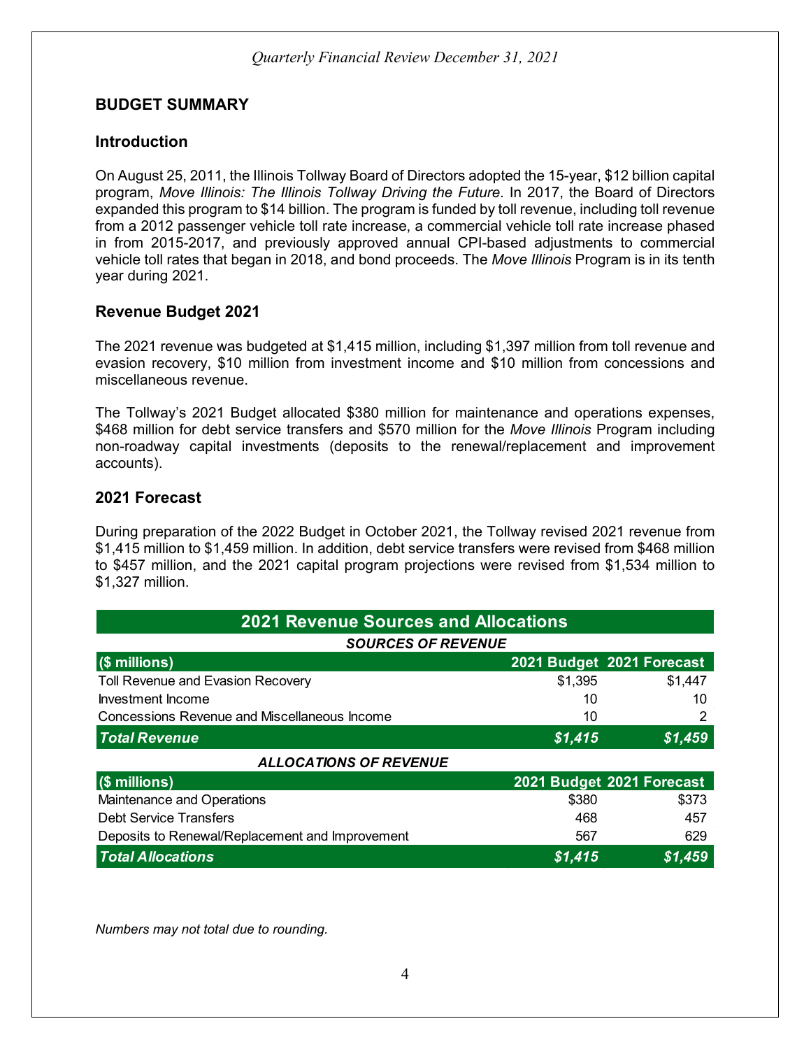## BUDGET SUMMARY

### Introduction

On August 25, 2011, the Illinois Tollway Board of Directors adopted the 15-year, $12 billion capital program, *Move Illinois: The Illinois Tollway Driving the Future*. In 2017, the Board of Directors expanded this program to $14 billion. The program is funded by toll revenue, including toll revenue from a 2012 passenger vehicle toll rate increase, a commercial vehicle toll rate increase phased in from 2015-2017, and previously approved annual CPI-based adjustments to commercial vehicle toll rates that began in 2018, and bond proceeds. The *Move Illinois* Program is in its tenth year during 2021.

### Revenue Budget 2021

The 2021 revenue was budgeted at $1,415 million, including $1,397 million from toll revenue and evasion recovery, $10 million from investment income and $10 million from concessions and miscellaneous revenue.

The Tollway's 2021 Budget allocated $380 million for maintenance and operations expenses, $468 million for debt service transfers and $570 million for the *Move Illinois* Program including non-roadway capital investments (deposits to the renewal/replacement and improvement accounts).

### 2021 Forecast

During preparation of the 2022 Budget in October 2021, the Tollway revised 2021 revenue from $1,415 million to $1,459 million. In addition, debt service transfers were revised from $468 million to $457 million, and the 2021 capital program projections were revised from $1,534 million to $1,327 million.

**2021 Revenue Sources and Allocations**

| ***SOURCES OF REVENUE*** | | |
|---|---|---|
| **($ millions)** | **2021 Budget** | **2021 Forecast** |
| Toll Revenue and Evasion Recovery | $1,395 | $1,447 |
| Investment Income | 10 | 10 |
| Concessions Revenue and Miscellaneous Income | 10 | 2 |
| ***Total Revenue*** | ***$1,415*** | ***$1,459*** |
| ***ALLOCATIONS OF REVENUE*** | | |
| **($ millions)** | **2021 Budget** | **2021 Forecast** |
| Maintenance and Operations | $380 | $373 |
| Debt Service Transfers | 468 | 457 |
| Deposits to Renewal/Replacement and Improvement | 567 | 629 |
| ***Total Allocations*** | ***$1,415*** | ***$1,459*** |

*Numbers may not total due to rounding.*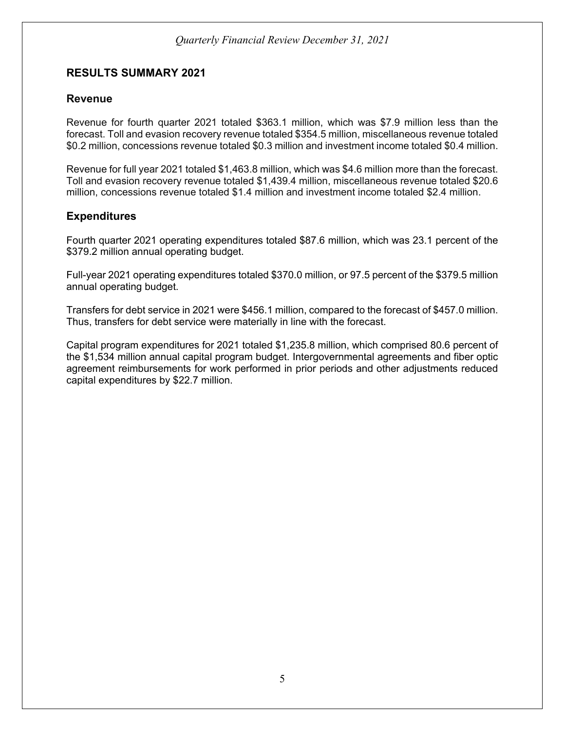## RESULTS SUMMARY 2021

### Revenue

Revenue for fourth quarter 2021 totaled $363.1 million, which was $7.9 million less than the forecast. Toll and evasion recovery revenue totaled $354.5 million, miscellaneous revenue totaled $0.2 million, concessions revenue totaled $0.3 million and investment income totaled $0.4 million.

Revenue for full year 2021 totaled $1,463.8 million, which was $4.6 million more than the forecast. Toll and evasion recovery revenue totaled $1,439.4 million, miscellaneous revenue totaled $20.6 million, concessions revenue totaled $1.4 million and investment income totaled $2.4 million.

### Expenditures

Fourth quarter 2021 operating expenditures totaled $87.6 million, which was 23.1 percent of the $379.2 million annual operating budget.

Full-year 2021 operating expenditures totaled $370.0 million, or 97.5 percent of the $379.5 million annual operating budget.

Transfers for debt service in 2021 were $456.1 million, compared to the forecast of $457.0 million. Thus, transfers for debt service were materially in line with the forecast.

Capital program expenditures for 2021 totaled $1,235.8 million, which comprised 80.6 percent of the $1,534 million annual capital program budget. Intergovernmental agreements and fiber optic agreement reimbursements for work performed in prior periods and other adjustments reduced capital expenditures by $22.7 million.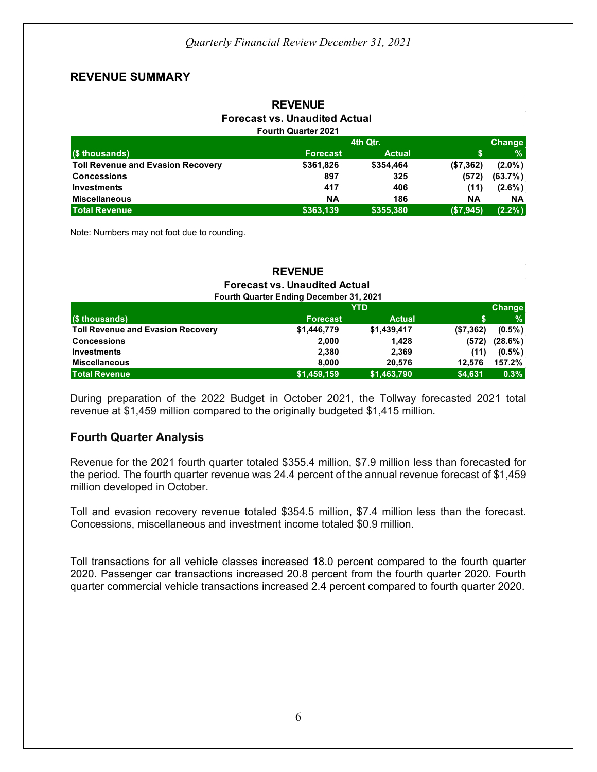## REVENUE SUMMARY

**REVENUE**
**Forecast vs. Unaudited Actual**
**Fourth Quarter 2021**

| ($ thousands) | 4th Qtr. Forecast | Actual | Change $ | % |
|---|---|---|---|---|
| **Toll Revenue and Evasion Recovery** | **$361,826** | **$354,464** | **($7,362)** | **(2.0%)** |
| **Concessions** | **897** | **325** | **(572)** | **(63.7%)** |
| **Investments** | **417** | **406** | **(11)** | **(2.6%)** |
| **Miscellaneous** | **NA** | **186** | **NA** | **NA** |
| **Total Revenue** | **$363,139** | **$355,380** | **($7,945)** | **(2.2%)** |

Note: Numbers may not foot due to rounding.

**REVENUE**
**Forecast vs. Unaudited Actual**
**Fourth Quarter Ending December 31, 2021**

| ($ thousands) | YTD Forecast | Actual | Change $ | % |
|---|---|---|---|---|
| **Toll Revenue and Evasion Recovery** | **$1,446,779** | **$1,439,417** | **($7,362)** | **(0.5%)** |
| **Concessions** | **2,000** | **1,428** | **(572)** | **(28.6%)** |
| **Investments** | **2,380** | **2,369** | **(11)** | **(0.5%)** |
| **Miscellaneous** | **8,000** | **20,576** | **12,576** | **157.2%** |
| **Total Revenue** | **$1,459,159** | **$1,463,790** | **$4,631** | **0.3%** |

During preparation of the 2022 Budget in October 2021, the Tollway forecasted 2021 total revenue at $1,459 million compared to the originally budgeted $1,415 million.

### Fourth Quarter Analysis

Revenue for the 2021 fourth quarter totaled $355.4 million, $7.9 million less than forecasted for the period. The fourth quarter revenue was 24.4 percent of the annual revenue forecast of $1,459 million developed in October.

Toll and evasion recovery revenue totaled $354.5 million, $7.4 million less than the forecast. Concessions, miscellaneous and investment income totaled $0.9 million.

Toll transactions for all vehicle classes increased 18.0 percent compared to the fourth quarter 2020. Passenger car transactions increased 20.8 percent from the fourth quarter 2020. Fourth quarter commercial vehicle transactions increased 2.4 percent compared to fourth quarter 2020.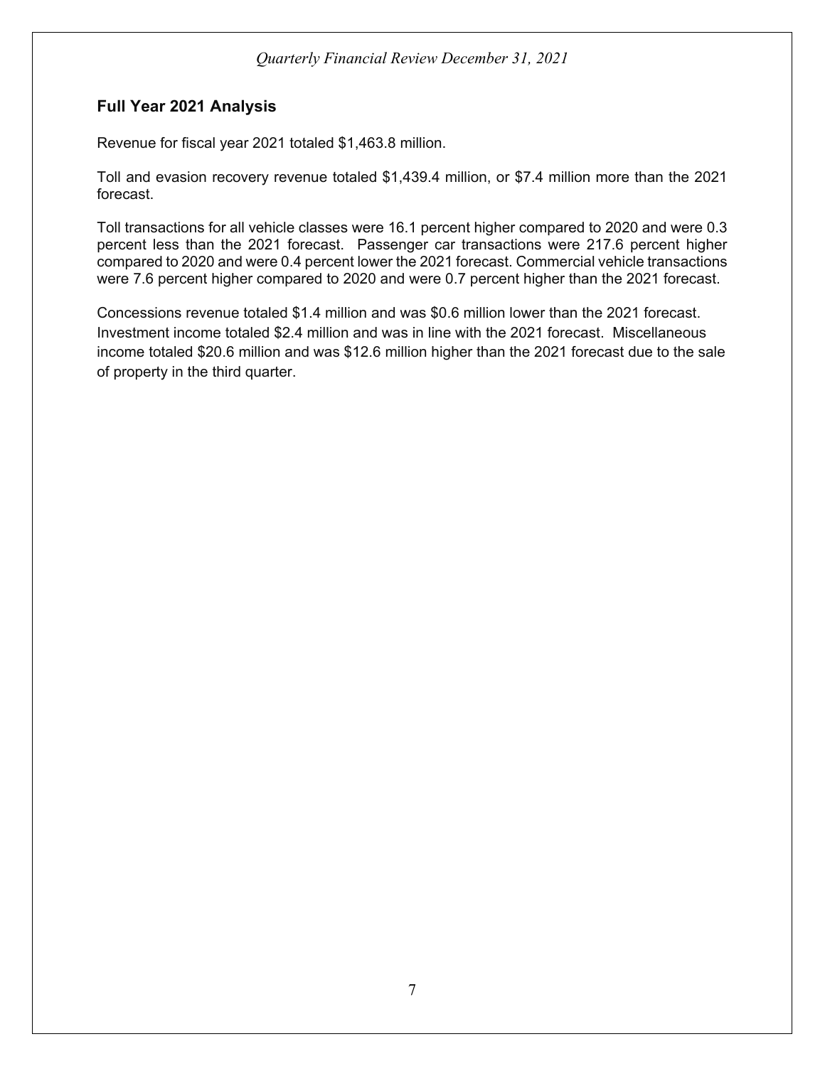## Full Year 2021 Analysis

Revenue for fiscal year 2021 totaled $1,463.8 million.

Toll and evasion recovery revenue totaled $1,439.4 million, or $7.4 million more than the 2021 forecast.

Toll transactions for all vehicle classes were 16.1 percent higher compared to 2020 and were 0.3 percent less than the 2021 forecast. Passenger car transactions were 217.6 percent higher compared to 2020 and were 0.4 percent lower the 2021 forecast. Commercial vehicle transactions were 7.6 percent higher compared to 2020 and were 0.7 percent higher than the 2021 forecast.

Concessions revenue totaled $1.4 million and was $0.6 million lower than the 2021 forecast. Investment income totaled $2.4 million and was in line with the 2021 forecast. Miscellaneous income totaled $20.6 million and was $12.6 million higher than the 2021 forecast due to the sale of property in the third quarter.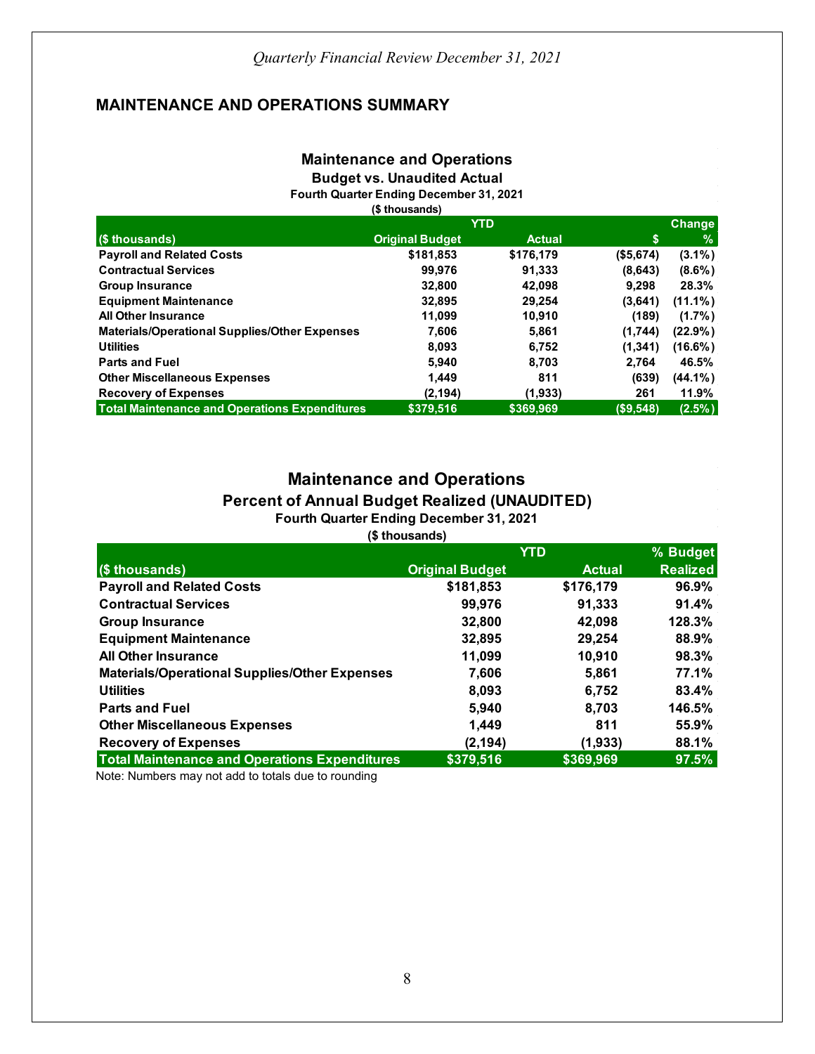## MAINTENANCE AND OPERATIONS SUMMARY

**Maintenance and Operations**
**Budget vs. Unaudited Actual**
**Fourth Quarter Ending December 31, 2021**
**($ thousands)**

| ($ thousands) | YTD Original Budget | YTD Actual | Change $ | Change % |
|---|---|---|---|---|
| **Payroll and Related Costs** | $181,853 | $176,179 | ($5,674) | (3.1%) |
| **Contractual Services** | 99,976 | 91,333 | (8,643) | (8.6%) |
| **Group Insurance** | 32,800 | 42,098 | 9,298 | 28.3% |
| **Equipment Maintenance** | 32,895 | 29,254 | (3,641) | (11.1%) |
| **All Other Insurance** | 11,099 | 10,910 | (189) | (1.7%) |
| **Materials/Operational Supplies/Other Expenses** | 7,606 | 5,861 | (1,744) | (22.9%) |
| **Utilities** | 8,093 | 6,752 | (1,341) | (16.6%) |
| **Parts and Fuel** | 5,940 | 8,703 | 2,764 | 46.5% |
| **Other Miscellaneous Expenses** | 1,449 | 811 | (639) | (44.1%) |
| **Recovery of Expenses** | (2,194) | (1,933) | 261 | 11.9% |
| **Total Maintenance and Operations Expenditures** | **$379,516** | **$369,969** | **($9,548)** | **(2.5%)** |

**Maintenance and Operations**
**Percent of Annual Budget Realized (UNAUDITED)**
**Fourth Quarter Ending December 31, 2021**
**($ thousands)**

| ($ thousands) | YTD Original Budget | YTD Actual | % Budget Realized |
|---|---|---|---|
| **Payroll and Related Costs** | $181,853 | $176,179 | 96.9% |
| **Contractual Services** | 99,976 | 91,333 | 91.4% |
| **Group Insurance** | 32,800 | 42,098 | 128.3% |
| **Equipment Maintenance** | 32,895 | 29,254 | 88.9% |
| **All Other Insurance** | 11,099 | 10,910 | 98.3% |
| **Materials/Operational Supplies/Other Expenses** | 7,606 | 5,861 | 77.1% |
| **Utilities** | 8,093 | 6,752 | 83.4% |
| **Parts and Fuel** | 5,940 | 8,703 | 146.5% |
| **Other Miscellaneous Expenses** | 1,449 | 811 | 55.9% |
| **Recovery of Expenses** | (2,194) | (1,933) | 88.1% |
| **Total Maintenance and Operations Expenditures** | **$379,516** | **$369,969** | **97.5%** |

Note: Numbers may not add to totals due to rounding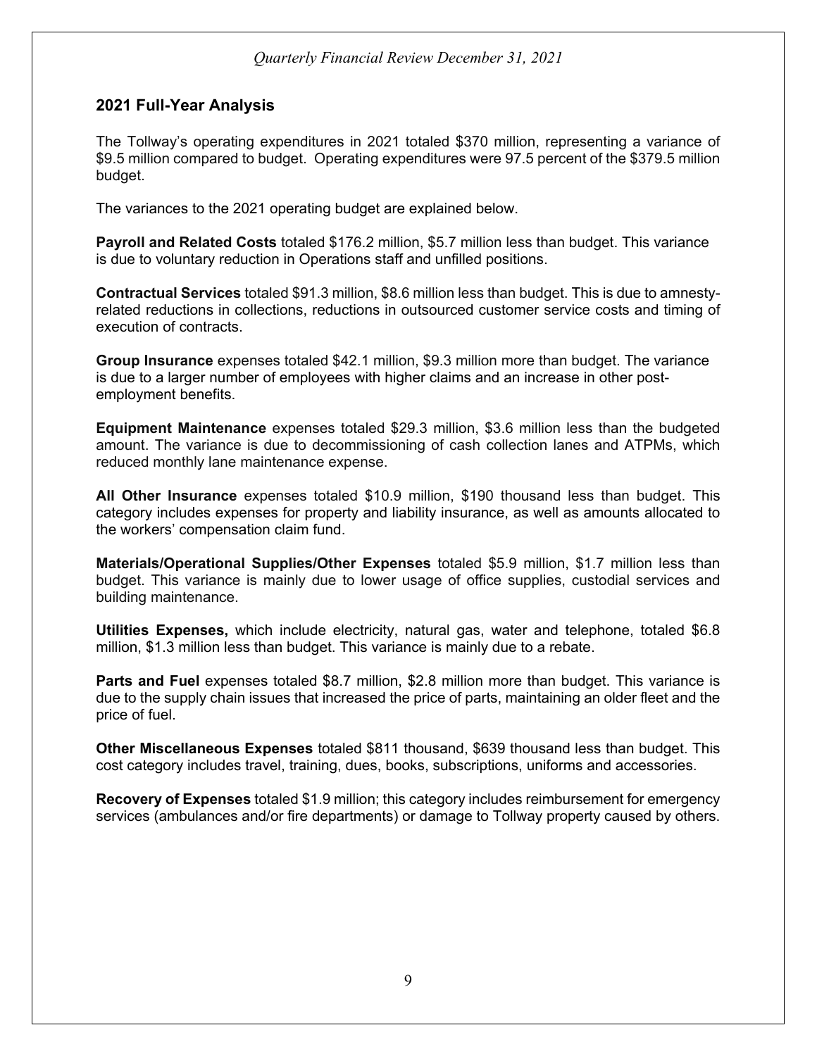## 2021 Full-Year Analysis

The Tollway's operating expenditures in 2021 totaled $370 million, representing a variance of $9.5 million compared to budget. Operating expenditures were 97.5 percent of the $379.5 million budget.

The variances to the 2021 operating budget are explained below.

**Payroll and Related Costs** totaled $176.2 million, $5.7 million less than budget. This variance is due to voluntary reduction in Operations staff and unfilled positions.

**Contractual Services** totaled $91.3 million, $8.6 million less than budget. This is due to amnesty-related reductions in collections, reductions in outsourced customer service costs and timing of execution of contracts.

**Group Insurance** expenses totaled $42.1 million, $9.3 million more than budget. The variance is due to a larger number of employees with higher claims and an increase in other post-employment benefits.

**Equipment Maintenance** expenses totaled $29.3 million, $3.6 million less than the budgeted amount. The variance is due to decommissioning of cash collection lanes and ATPMs, which reduced monthly lane maintenance expense.

**All Other Insurance** expenses totaled $10.9 million, $190 thousand less than budget. This category includes expenses for property and liability insurance, as well as amounts allocated to the workers' compensation claim fund.

**Materials/Operational Supplies/Other Expenses** totaled $5.9 million, $1.7 million less than budget. This variance is mainly due to lower usage of office supplies, custodial services and building maintenance.

**Utilities Expenses,** which include electricity, natural gas, water and telephone, totaled $6.8 million, $1.3 million less than budget. This variance is mainly due to a rebate.

**Parts and Fuel** expenses totaled $8.7 million, $2.8 million more than budget. This variance is due to the supply chain issues that increased the price of parts, maintaining an older fleet and the price of fuel.

**Other Miscellaneous Expenses** totaled $811 thousand, $639 thousand less than budget. This cost category includes travel, training, dues, books, subscriptions, uniforms and accessories.

**Recovery of Expenses** totaled $1.9 million; this category includes reimbursement for emergency services (ambulances and/or fire departments) or damage to Tollway property caused by others.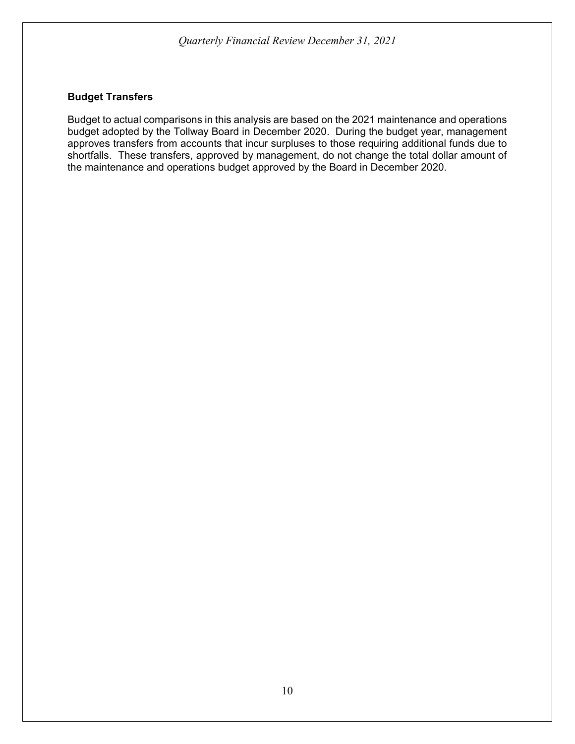## Budget Transfers

Budget to actual comparisons in this analysis are based on the 2021 maintenance and operations budget adopted by the Tollway Board in December 2020. During the budget year, management approves transfers from accounts that incur surpluses to those requiring additional funds due to shortfalls. These transfers, approved by management, do not change the total dollar amount of the maintenance and operations budget approved by the Board in December 2020.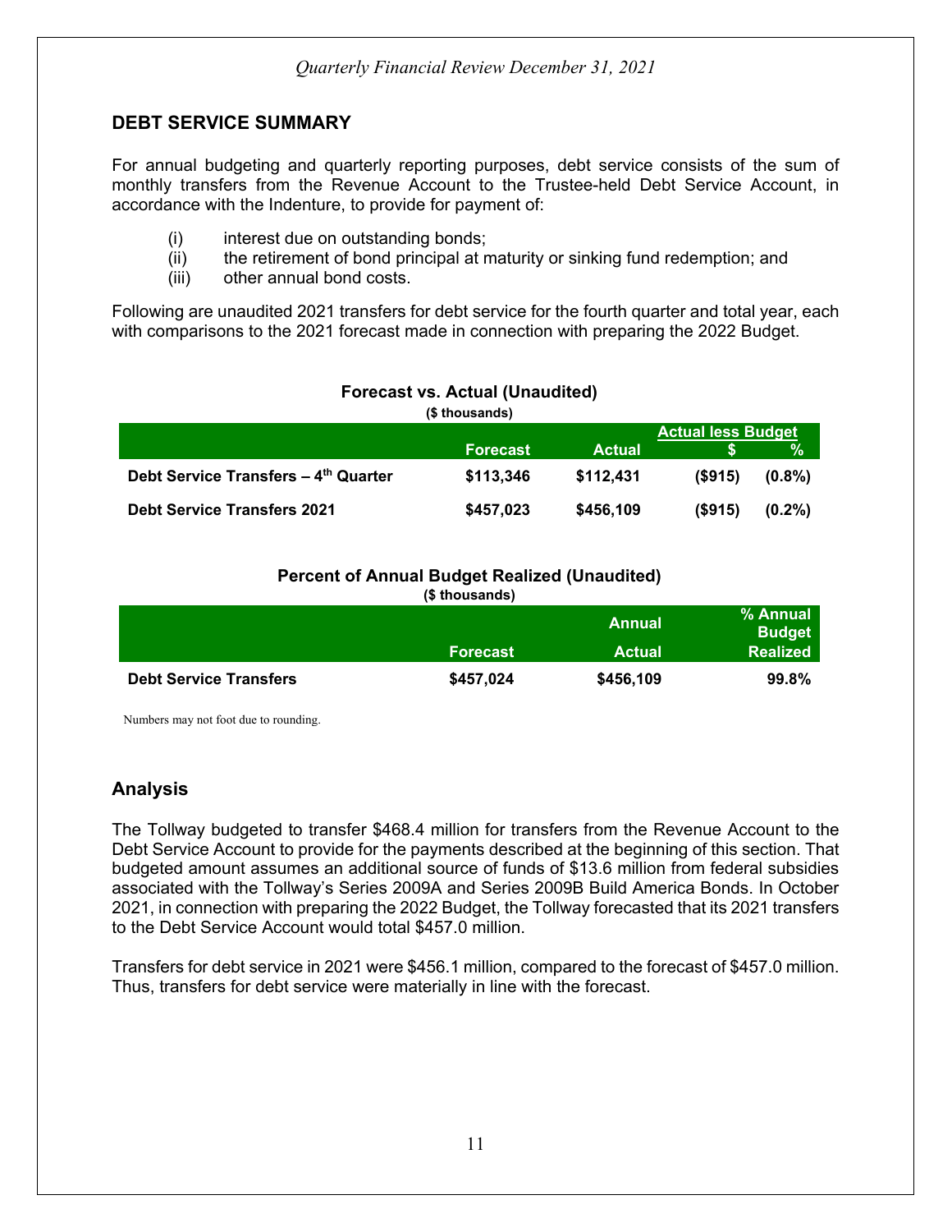## DEBT SERVICE SUMMARY

For annual budgeting and quarterly reporting purposes, debt service consists of the sum of monthly transfers from the Revenue Account to the Trustee-held Debt Service Account, in accordance with the Indenture, to provide for payment of:

(i) interest due on outstanding bonds;
(ii) the retirement of bond principal at maturity or sinking fund redemption; and
(iii) other annual bond costs.

Following are unaudited 2021 transfers for debt service for the fourth quarter and total year, each with comparisons to the 2021 forecast made in connection with preparing the 2022 Budget.

**Forecast vs. Actual (Unaudited)**
**($ thousands)**

| | | | Actual less Budget | |
|---|---|---|---|---|
| | Forecast | Actual | $ | % |
| **Debt Service Transfers – 4th Quarter** | $113,346 | $112,431 | ($915) | (0.8%) |
| **Debt Service Transfers 2021** | $457,023 | $456,109 | ($915) | (0.2%) |

**Percent of Annual Budget Realized (Unaudited)**
**($ thousands)**

| | Forecast | Annual Actual | % Annual Budget Realized |
|---|---|---|---|
| **Debt Service Transfers** | $457,024 | $456,109 | 99.8% |

Numbers may not foot due to rounding.

## Analysis

The Tollway budgeted to transfer $468.4 million for transfers from the Revenue Account to the Debt Service Account to provide for the payments described at the beginning of this section. That budgeted amount assumes an additional source of funds of $13.6 million from federal subsidies associated with the Tollway's Series 2009A and Series 2009B Build America Bonds. In October 2021, in connection with preparing the 2022 Budget, the Tollway forecasted that its 2021 transfers to the Debt Service Account would total $457.0 million.

Transfers for debt service in 2021 were $456.1 million, compared to the forecast of $457.0 million. Thus, transfers for debt service were materially in line with the forecast.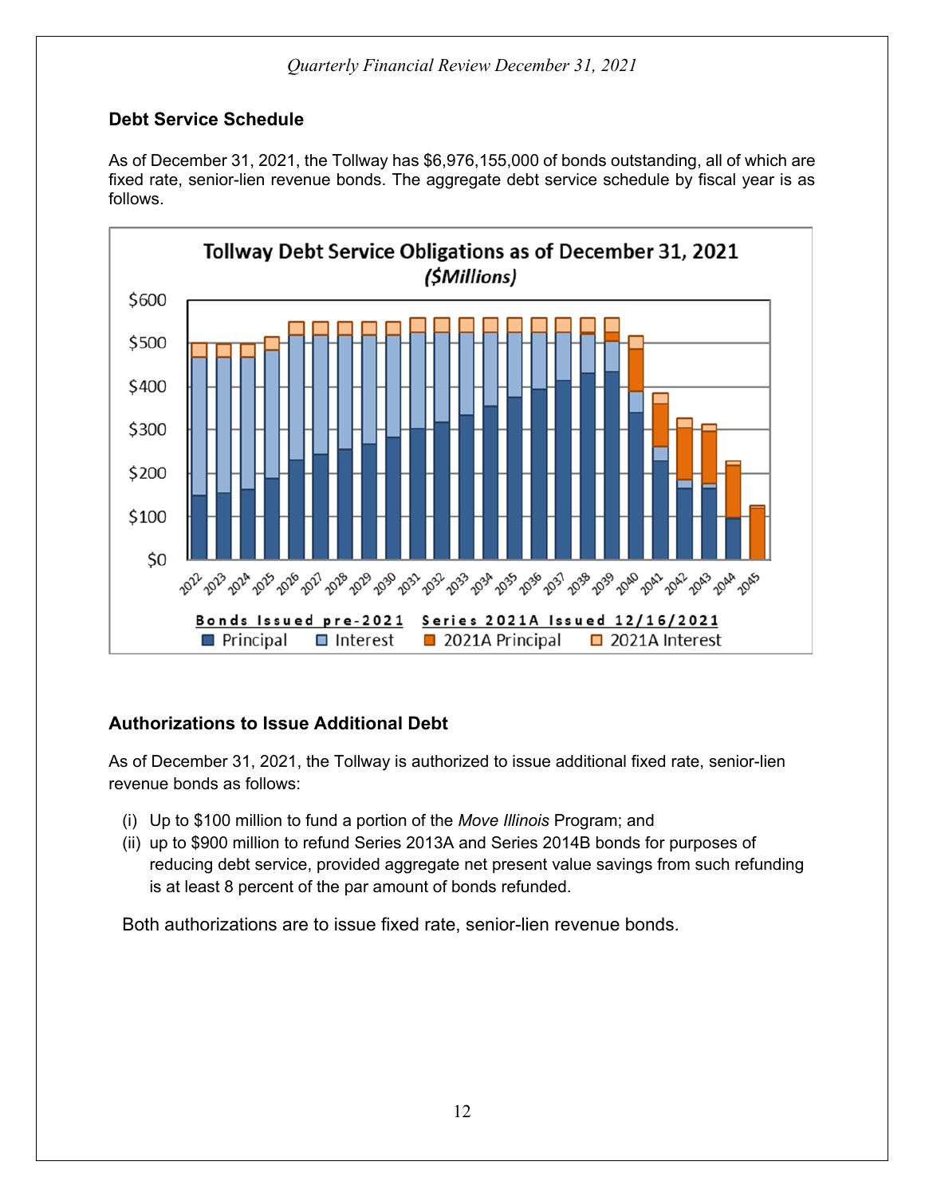## Debt Service Schedule

As of December 31, 2021, the Tollway has $6,976,155,000 of bonds outstanding, all of which are fixed rate, senior-lien revenue bonds. The aggregate debt service schedule by fiscal year is as follows.

**Tollway Debt Service Obligations as of December 31, 2021**
***($Millions)***

Bonds Issued pre-2021: Principal, Interest
Series 2021A Issued 12/16/2021: 2021A Principal, 2021A Interest

## Authorizations to Issue Additional Debt

As of December 31, 2021, the Tollway is authorized to issue additional fixed rate, senior-lien revenue bonds as follows:

(i) Up to $100 million to fund a portion of the *Move Illinois* Program; and
(ii) up to $900 million to refund Series 2013A and Series 2014B bonds for purposes of reducing debt service, provided aggregate net present value savings from such refunding is at least 8 percent of the par amount of bonds refunded.

Both authorizations are to issue fixed rate, senior-lien revenue bonds.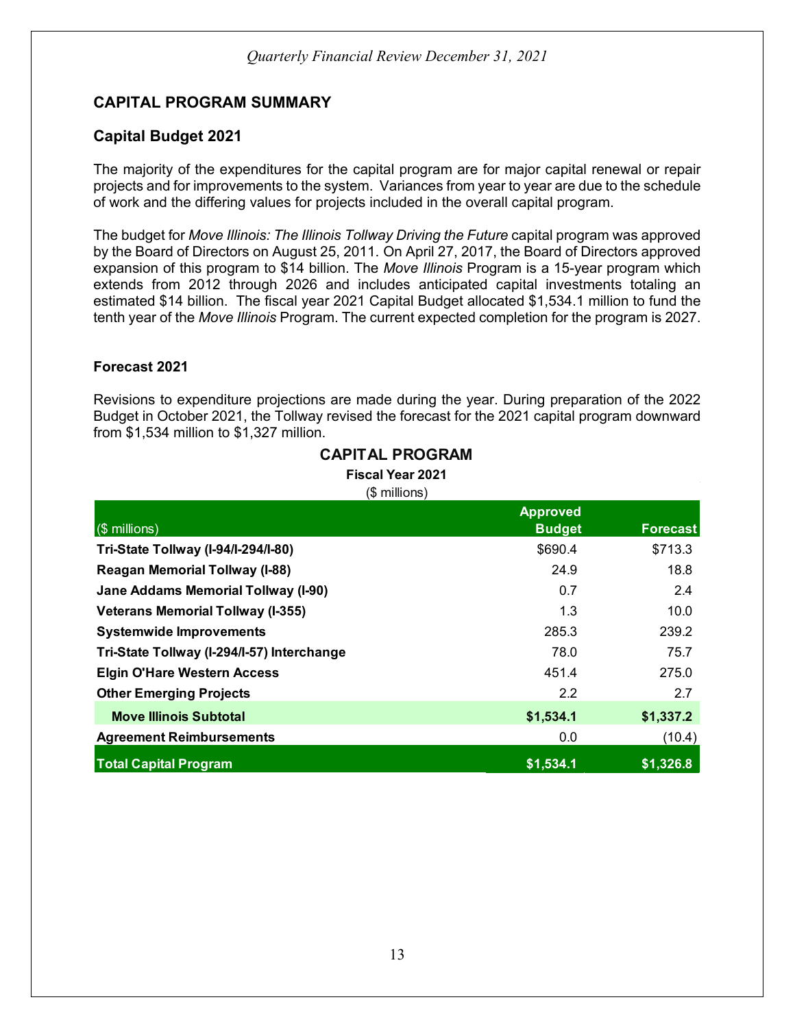## CAPITAL PROGRAM SUMMARY

### Capital Budget 2021

The majority of the expenditures for the capital program are for major capital renewal or repair projects and for improvements to the system. Variances from year to year are due to the schedule of work and the differing values for projects included in the overall capital program.

The budget for *Move Illinois: The Illinois Tollway Driving the Future* capital program was approved by the Board of Directors on August 25, 2011. On April 27, 2017, the Board of Directors approved expansion of this program to $14 billion. The *Move Illinois* Program is a 15-year program which extends from 2012 through 2026 and includes anticipated capital investments totaling an estimated $14 billion. The fiscal year 2021 Capital Budget allocated $1,534.1 million to fund the tenth year of the *Move Illinois* Program. The current expected completion for the program is 2027.

#### Forecast 2021

Revisions to expenditure projections are made during the year. During preparation of the 2022 Budget in October 2021, the Tollway revised the forecast for the 2021 capital program downward from $1,534 million to $1,327 million.

**CAPITAL PROGRAM**
**Fiscal Year 2021**
($ millions)

| ($ millions) | Approved Budget | Forecast |
|---|---|---|
| **Tri-State Tollway (I-94/I-294/I-80)** | $690.4 | $713.3 |
| **Reagan Memorial Tollway (I-88)** | 24.9 | 18.8 |
| **Jane Addams Memorial Tollway (I-90)** | 0.7 | 2.4 |
| **Veterans Memorial Tollway (I-355)** | 1.3 | 10.0 |
| **Systemwide Improvements** | 285.3 | 239.2 |
| **Tri-State Tollway (I-294/I-57) Interchange** | 78.0 | 75.7 |
| **Elgin O'Hare Western Access** | 451.4 | 275.0 |
| **Other Emerging Projects** | 2.2 | 2.7 |
| **Move Illinois Subtotal** | **$1,534.1** | **$1,337.2** |
| **Agreement Reimbursements** | 0.0 | (10.4) |
| **Total Capital Program** | **$1,534.1** | **$1,326.8** |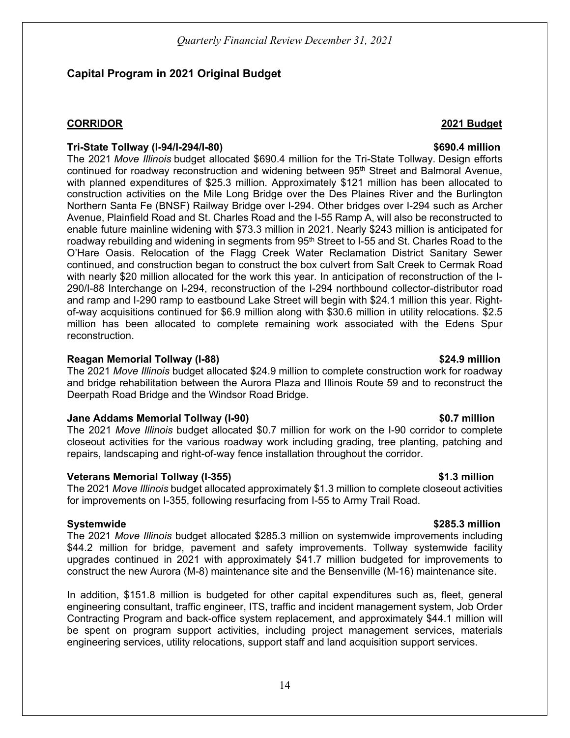## Capital Program in 2021 Original Budget

| **CORRIDOR** | **2021 Budget** |
|---|---|

**Tri-State Tollway (I-94/I-294/I-80)** **$690.4 million**

The 2021 *Move Illinois* budget allocated $690.4 million for the Tri-State Tollway. Design efforts continued for roadway reconstruction and widening between 95th Street and Balmoral Avenue, with planned expenditures of $25.3 million. Approximately $121 million has been allocated to construction activities on the Mile Long Bridge over the Des Plaines River and the Burlington Northern Santa Fe (BNSF) Railway Bridge over I-294. Other bridges over I-294 such as Archer Avenue, Plainfield Road and St. Charles Road and the I-55 Ramp A, will also be reconstructed to enable future mainline widening with $73.3 million in 2021. Nearly $243 million is anticipated for roadway rebuilding and widening in segments from 95th Street to I-55 and St. Charles Road to the O'Hare Oasis. Relocation of the Flagg Creek Water Reclamation District Sanitary Sewer continued, and construction began to construct the box culvert from Salt Creek to Cermak Road with nearly $20 million allocated for the work this year. In anticipation of reconstruction of the I-290/I-88 Interchange on I-294, reconstruction of the I-294 northbound collector-distributor road and ramp and I-290 ramp to eastbound Lake Street will begin with $24.1 million this year. Right-of-way acquisitions continued for $6.9 million along with $30.6 million in utility relocations. $2.5 million has been allocated to complete remaining work associated with the Edens Spur reconstruction.

**Reagan Memorial Tollway (I-88)** **$24.9 million**

The 2021 *Move Illinois* budget allocated $24.9 million to complete construction work for roadway and bridge rehabilitation between the Aurora Plaza and Illinois Route 59 and to reconstruct the Deerpath Road Bridge and the Windsor Road Bridge.

**Jane Addams Memorial Tollway (I-90)** **$0.7 million**

The 2021 *Move Illinois* budget allocated $0.7 million for work on the I-90 corridor to complete closeout activities for the various roadway work including grading, tree planting, patching and repairs, landscaping and right-of-way fence installation throughout the corridor.

**Veterans Memorial Tollway (I-355)** **$1.3 million**

The 2021 *Move Illinois* budget allocated approximately $1.3 million to complete closeout activities for improvements on I-355, following resurfacing from I-55 to Army Trail Road.

**Systemwide** **$285.3 million**

The 2021 *Move Illinois* budget allocated $285.3 million on systemwide improvements including $44.2 million for bridge, pavement and safety improvements. Tollway systemwide facility upgrades continued in 2021 with approximately $41.7 million budgeted for improvements to construct the new Aurora (M-8) maintenance site and the Bensenville (M-16) maintenance site.

In addition, $151.8 million is budgeted for other capital expenditures such as, fleet, general engineering consultant, traffic engineer, ITS, traffic and incident management system, Job Order Contracting Program and back-office system replacement, and approximately $44.1 million will be spent on program support activities, including project management services, materials engineering services, utility relocations, support staff and land acquisition support services.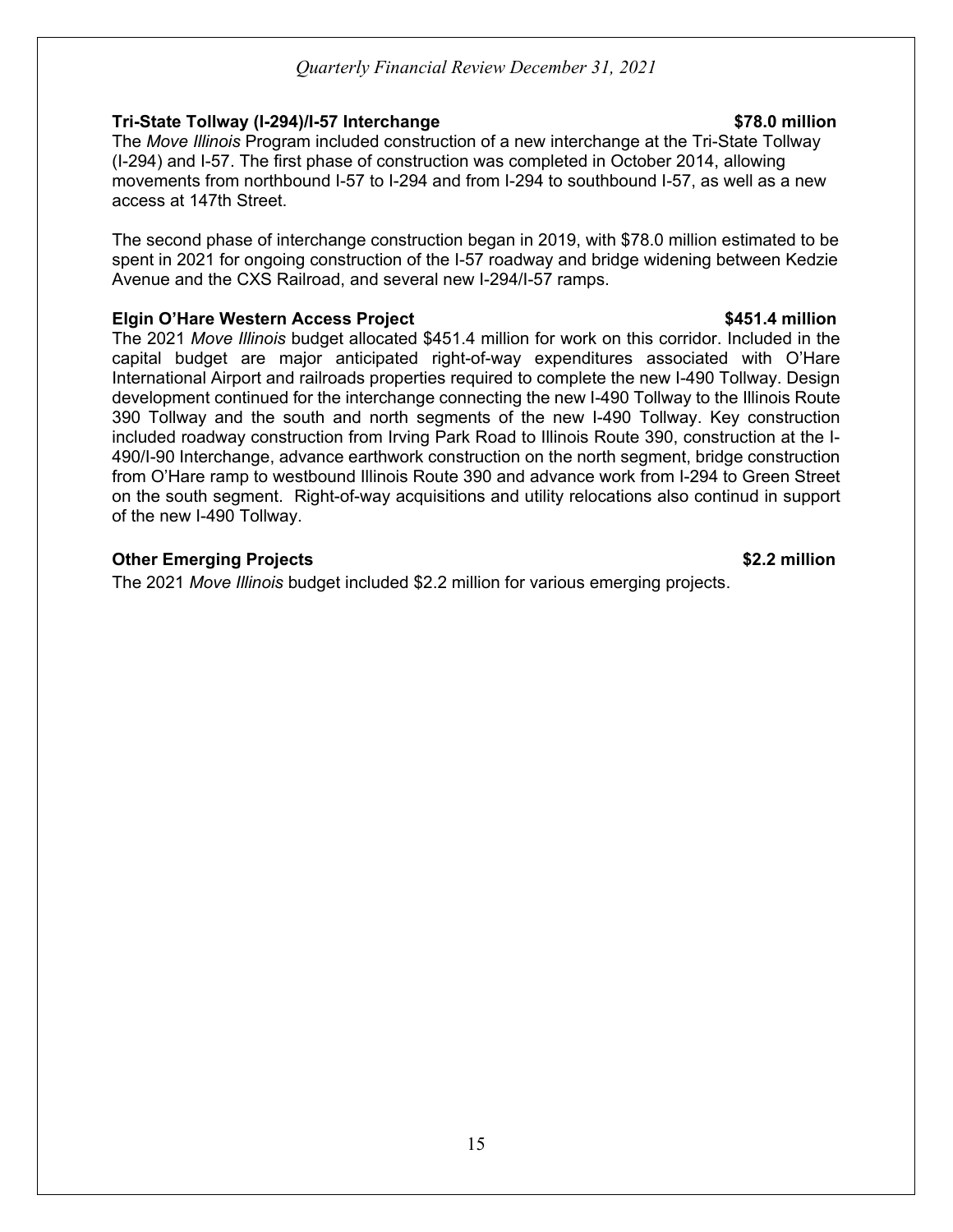**Tri-State Tollway (I-294)/I-57 Interchange** **$78.0 million**

The *Move Illinois* Program included construction of a new interchange at the Tri-State Tollway (I-294) and I-57. The first phase of construction was completed in October 2014, allowing movements from northbound I-57 to I-294 and from I-294 to southbound I-57, as well as a new access at 147th Street.

The second phase of interchange construction began in 2019, with $78.0 million estimated to be spent in 2021 for ongoing construction of the I-57 roadway and bridge widening between Kedzie Avenue and the CXS Railroad, and several new I-294/I-57 ramps.

**Elgin O'Hare Western Access Project** **$451.4 million**

The 2021 *Move Illinois* budget allocated $451.4 million for work on this corridor. Included in the capital budget are major anticipated right-of-way expenditures associated with O'Hare International Airport and railroads properties required to complete the new I-490 Tollway. Design development continued for the interchange connecting the new I-490 Tollway to the Illinois Route 390 Tollway and the south and north segments of the new I-490 Tollway. Key construction included roadway construction from Irving Park Road to Illinois Route 390, construction at the I-490/I-90 Interchange, advance earthwork construction on the north segment, bridge construction from O'Hare ramp to westbound Illinois Route 390 and advance work from I-294 to Green Street on the south segment. Right-of-way acquisitions and utility relocations also continud in support of the new I-490 Tollway.

**Other Emerging Projects** **$2.2 million**

The 2021 *Move Illinois* budget included $2.2 million for various emerging projects.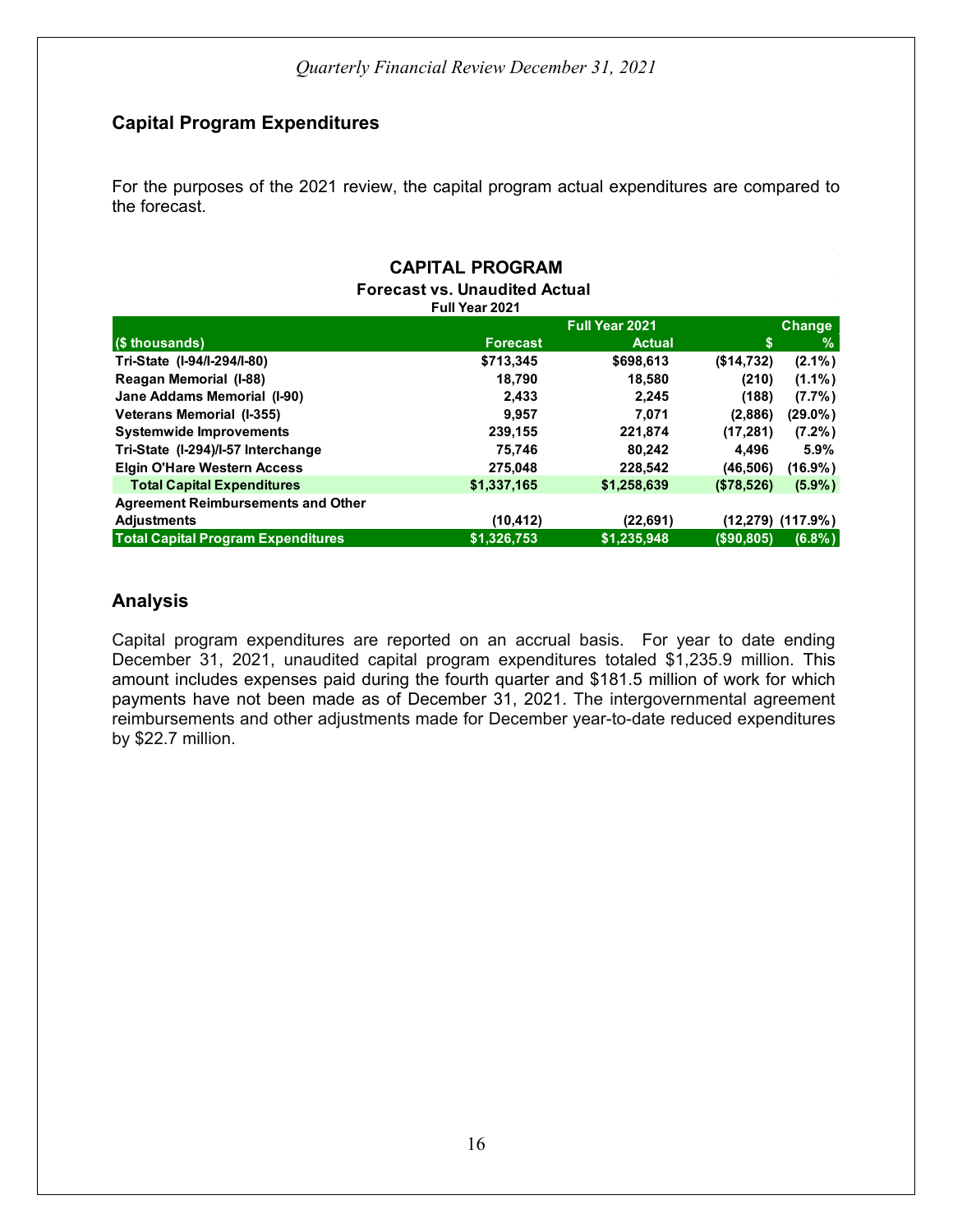## Capital Program Expenditures

For the purposes of the 2021 review, the capital program actual expenditures are compared to the forecast.

**CAPITAL PROGRAM**
**Forecast vs. Unaudited Actual**
**Full Year 2021**

| | Full Year 2021 | | Change | |
|---|---|---|---|---|
| ($ thousands) | Forecast | Actual | $ | % |
| Tri-State (I-94/I-294/I-80) | $713,345 | $698,613 | ($14,732) | (2.1%) |
| Reagan Memorial (I-88) | 18,790 | 18,580 | (210) | (1.1%) |
| Jane Addams Memorial (I-90) | 2,433 | 2,245 | (188) | (7.7%) |
| Veterans Memorial (I-355) | 9,957 | 7,071 | (2,886) | (29.0%) |
| Systemwide Improvements | 239,155 | 221,874 | (17,281) | (7.2%) |
| Tri-State (I-294)/I-57 Interchange | 75,746 | 80,242 | 4,496 | 5.9% |
| Elgin O'Hare Western Access | 275,048 | 228,542 | (46,506) | (16.9%) |
| **Total Capital Expenditures** | **$1,337,165** | **$1,258,639** | **($78,526)** | **(5.9%)** |
| Agreement Reimbursements and Other Adjustments | (10,412) | (22,691) | (12,279) | (117.9%) |
| **Total Capital Program Expenditures** | **$1,326,753** | **$1,235,948** | **($90,805)** | **(6.8%)** |

## Analysis

Capital program expenditures are reported on an accrual basis. For year to date ending December 31, 2021, unaudited capital program expenditures totaled $1,235.9 million. This amount includes expenses paid during the fourth quarter and $181.5 million of work for which payments have not been made as of December 31, 2021. The intergovernmental agreement reimbursements and other adjustments made for December year-to-date reduced expenditures by $22.7 million.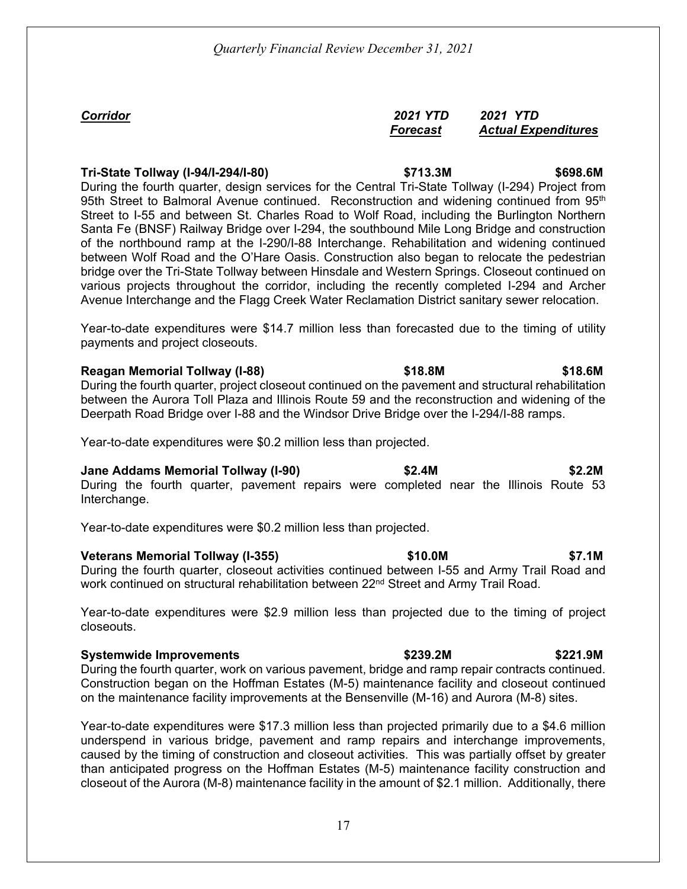| ***Corridor*** | ***2021 YTD Forecast*** | ***2021 YTD Actual Expenditures*** |
|---|---|---|

**Tri-State Tollway (I-94/I-294/I-80)** **\$713.3M** **\$698.6M**

During the fourth quarter, design services for the Central Tri-State Tollway (I-294) Project from 95th Street to Balmoral Avenue continued. Reconstruction and widening continued from 95th Street to I-55 and between St. Charles Road to Wolf Road, including the Burlington Northern Santa Fe (BNSF) Railway Bridge over I-294, the southbound Mile Long Bridge and construction of the northbound ramp at the I-290/I-88 Interchange. Rehabilitation and widening continued between Wolf Road and the O'Hare Oasis. Construction also began to relocate the pedestrian bridge over the Tri-State Tollway between Hinsdale and Western Springs. Closeout continued on various projects throughout the corridor, including the recently completed I-294 and Archer Avenue Interchange and the Flagg Creek Water Reclamation District sanitary sewer relocation.

Year-to-date expenditures were \$14.7 million less than forecasted due to the timing of utility payments and project closeouts.

**Reagan Memorial Tollway (I-88)** **\$18.8M** **\$18.6M**

During the fourth quarter, project closeout continued on the pavement and structural rehabilitation between the Aurora Toll Plaza and Illinois Route 59 and the reconstruction and widening of the Deerpath Road Bridge over I-88 and the Windsor Drive Bridge over the I-294/I-88 ramps.

Year-to-date expenditures were \$0.2 million less than projected.

**Jane Addams Memorial Tollway (I-90)** **\$2.4M** **\$2.2M**

During the fourth quarter, pavement repairs were completed near the Illinois Route 53 Interchange.

Year-to-date expenditures were \$0.2 million less than projected.

**Veterans Memorial Tollway (I-355)** **\$10.0M** **\$7.1M**

During the fourth quarter, closeout activities continued between I-55 and Army Trail Road and work continued on structural rehabilitation between 22nd Street and Army Trail Road.

Year-to-date expenditures were \$2.9 million less than projected due to the timing of project closeouts.

**Systemwide Improvements** **\$239.2M** **\$221.9M**

During the fourth quarter, work on various pavement, bridge and ramp repair contracts continued. Construction began on the Hoffman Estates (M-5) maintenance facility and closeout continued on the maintenance facility improvements at the Bensenville (M-16) and Aurora (M-8) sites.

Year-to-date expenditures were \$17.3 million less than projected primarily due to a \$4.6 million underspend in various bridge, pavement and ramp repairs and interchange improvements, caused by the timing of construction and closeout activities. This was partially offset by greater than anticipated progress on the Hoffman Estates (M-5) maintenance facility construction and closeout of the Aurora (M-8) maintenance facility in the amount of \$2.1 million. Additionally, there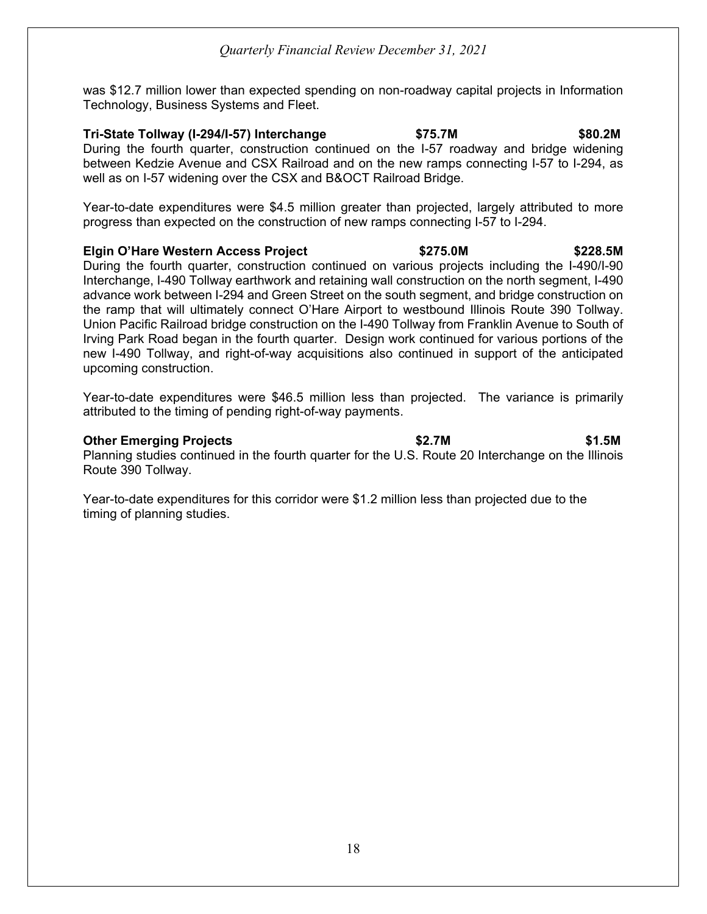was $12.7 million lower than expected spending on non-roadway capital projects in Information Technology, Business Systems and Fleet.

**Tri-State Tollway (I-294/I-57) Interchange $75.7M $80.2M**

During the fourth quarter, construction continued on the I-57 roadway and bridge widening between Kedzie Avenue and CSX Railroad and on the new ramps connecting I-57 to I-294, as well as on I-57 widening over the CSX and B&OCT Railroad Bridge.

Year-to-date expenditures were $4.5 million greater than projected, largely attributed to more progress than expected on the construction of new ramps connecting I-57 to I-294.

**Elgin O'Hare Western Access Project $275.0M $228.5M**

During the fourth quarter, construction continued on various projects including the I-490/I-90 Interchange, I-490 Tollway earthwork and retaining wall construction on the north segment, I-490 advance work between I-294 and Green Street on the south segment, and bridge construction on the ramp that will ultimately connect O'Hare Airport to westbound Illinois Route 390 Tollway. Union Pacific Railroad bridge construction on the I-490 Tollway from Franklin Avenue to South of Irving Park Road began in the fourth quarter. Design work continued for various portions of the new I-490 Tollway, and right-of-way acquisitions also continued in support of the anticipated upcoming construction.

Year-to-date expenditures were $46.5 million less than projected. The variance is primarily attributed to the timing of pending right-of-way payments.

**Other Emerging Projects $2.7M $1.5M**

Planning studies continued in the fourth quarter for the U.S. Route 20 Interchange on the Illinois Route 390 Tollway.

Year-to-date expenditures for this corridor were $1.2 million less than projected due to the timing of planning studies.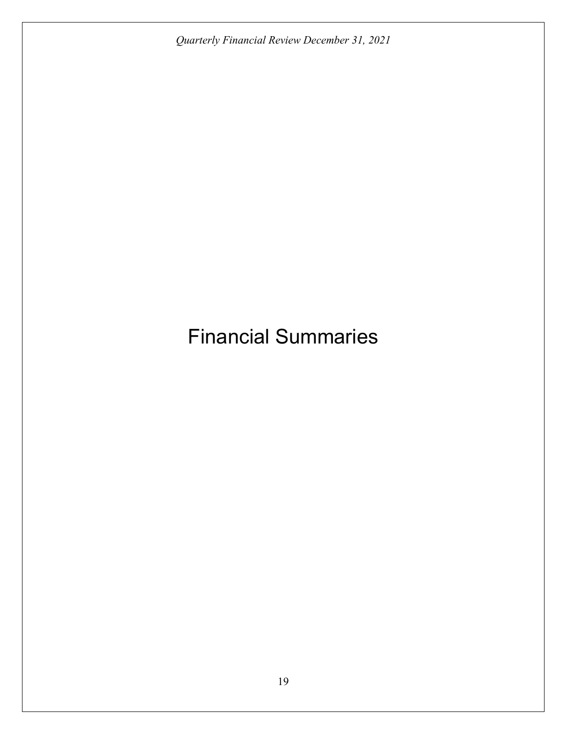# Financial Summaries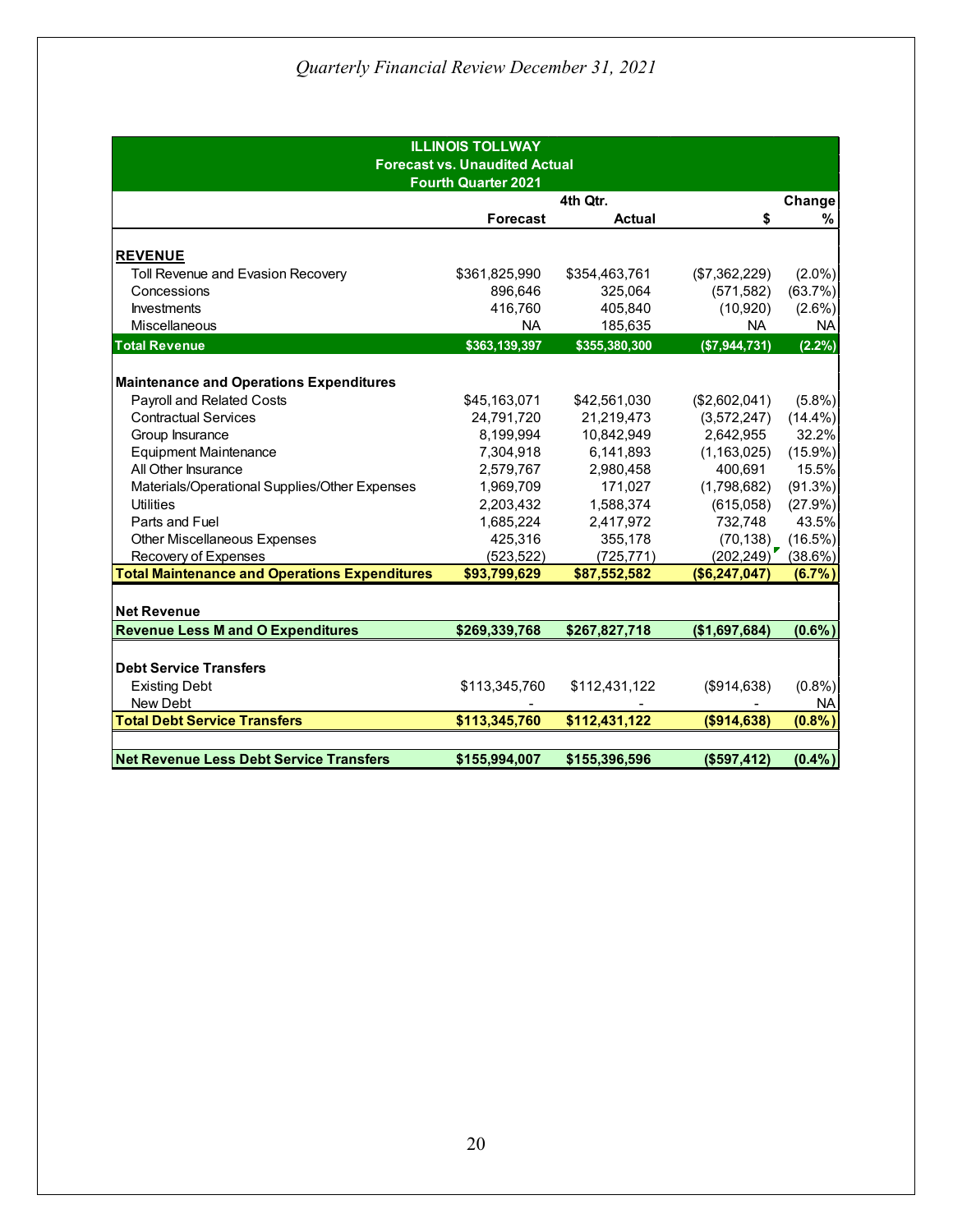*Quarterly Financial Review December 31, 2021*

| ILLINOIS TOLLWAY<br>Forecast vs. Unaudited Actual<br>Fourth Quarter 2021 | | | | |
|---|---|---|---|---|
| | 4th Qtr. | | Change | |
| | Forecast | Actual | $ | % |
| **REVENUE** | | | | |
| Toll Revenue and Evasion Recovery | $361,825,990 | $354,463,761 | ($7,362,229) | (2.0%) |
| Concessions | 896,646 | 325,064 | (571,582) | (63.7%) |
| Investments | 416,760 | 405,840 | (10,920) | (2.6%) |
| Miscellaneous | NA | 185,635 | NA | NA |
| **Total Revenue** | **$363,139,397** | **$355,380,300** | **($7,944,731)** | **(2.2%)** |
| **Maintenance and Operations Expenditures** | | | | |
| Payroll and Related Costs | $45,163,071 | $42,561,030 | ($2,602,041) | (5.8%) |
| Contractual Services | 24,791,720 | 21,219,473 | (3,572,247) | (14.4%) |
| Group Insurance | 8,199,994 | 10,842,949 | 2,642,955 | 32.2% |
| Equipment Maintenance | 7,304,918 | 6,141,893 | (1,163,025) | (15.9%) |
| All Other Insurance | 2,579,767 | 2,980,458 | 400,691 | 15.5% |
| Materials/Operational Supplies/Other Expenses | 1,969,709 | 171,027 | (1,798,682) | (91.3%) |
| Utilities | 2,203,432 | 1,588,374 | (615,058) | (27.9%) |
| Parts and Fuel | 1,685,224 | 2,417,972 | 732,748 | 43.5% |
| Other Miscellaneous Expenses | 425,316 | 355,178 | (70,138) | (16.5%) |
| Recovery of Expenses | (523,522) | (725,771) | (202,249) | (38.6%) |
| **Total Maintenance and Operations Expenditures** | **$93,799,629** | **$87,552,582** | **($6,247,047)** | **(6.7%)** |
| **Net Revenue** | | | | |
| **Revenue Less M and O Expenditures** | **$269,339,768** | **$267,827,718** | **($1,697,684)** | **(0.6%)** |
| **Debt Service Transfers** | | | | |
| Existing Debt | $113,345,760 | $112,431,122 | ($914,638) | (0.8%) |
| New Debt | - | - | - | NA |
| **Total Debt Service Transfers** | **$113,345,760** | **$112,431,122** | **($914,638)** | **(0.8%)** |
| **Net Revenue Less Debt Service Transfers** | **$155,994,007** | **$155,396,596** | **($597,412)** | **(0.4%)** |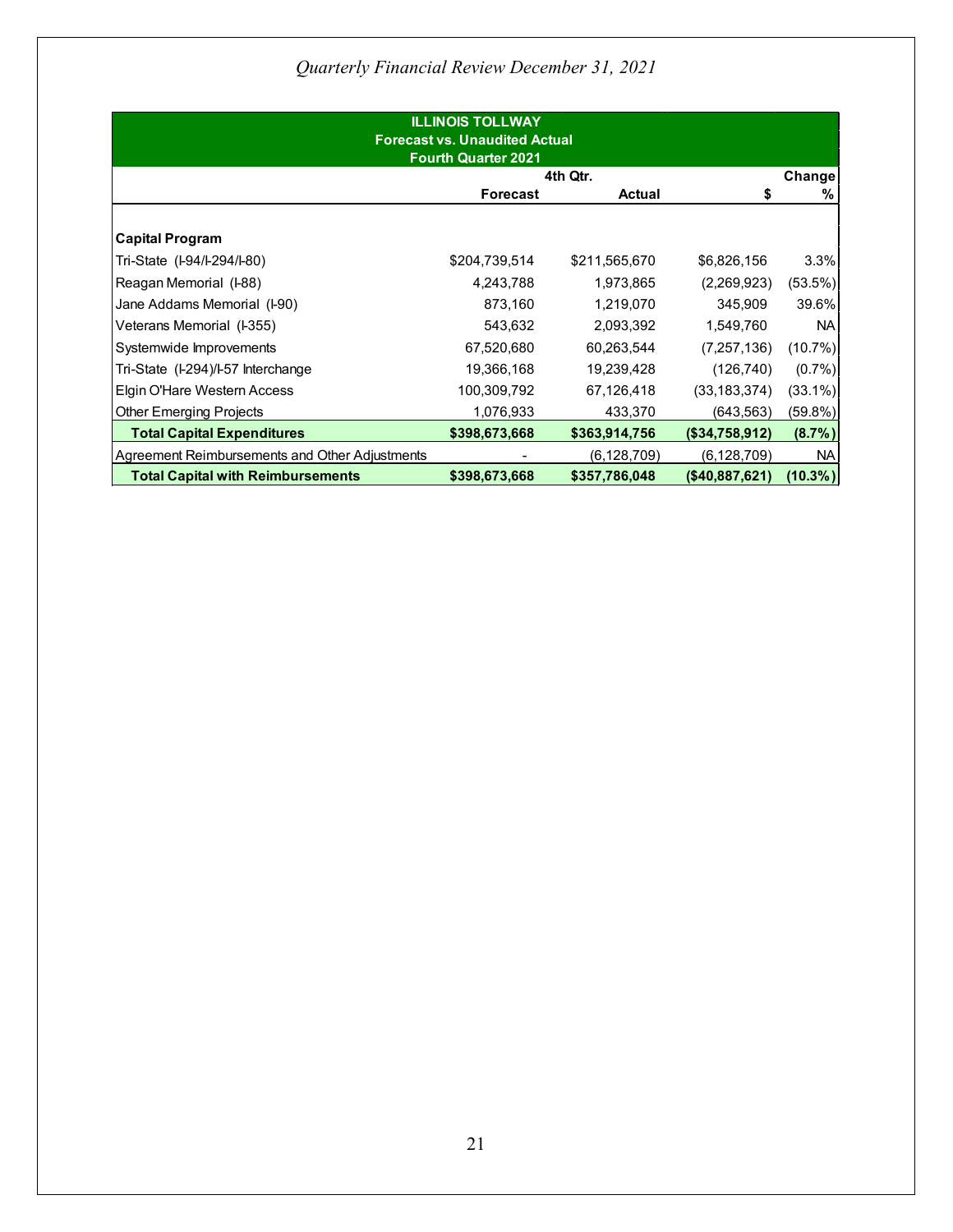## ILLINOIS TOLLWAY
### Forecast vs. Unaudited Actual
### Fourth Quarter 2021

| | 4th Qtr. | | Change | |
|---|---|---|---|---|
| | **Forecast** | **Actual** | **$** | **%** |
| **Capital Program** | | | | |
| Tri-State (I-94/I-294/I-80) | $204,739,514 | $211,565,670 | $6,826,156 | 3.3% |
| Reagan Memorial (I-88) | 4,243,788 | 1,973,865 | (2,269,923) | (53.5%) |
| Jane Addams Memorial (I-90) | 873,160 | 1,219,070 | 345,909 | 39.6% |
| Veterans Memorial (I-355) | 543,632 | 2,093,392 | 1,549,760 | NA |
| Systemwide Improvements | 67,520,680 | 60,263,544 | (7,257,136) | (10.7%) |
| Tri-State (I-294)/I-57 Interchange | 19,366,168 | 19,239,428 | (126,740) | (0.7%) |
| Elgin O'Hare Western Access | 100,309,792 | 67,126,418 | (33,183,374) | (33.1%) |
| Other Emerging Projects | 1,076,933 | 433,370 | (643,563) | (59.8%) |
| **Total Capital Expenditures** | **$398,673,668** | **$363,914,756** | **($34,758,912)** | **(8.7%)** |
| Agreement Reimbursements and Other Adjustments | - | (6,128,709) | (6,128,709) | NA |
| **Total Capital with Reimbursements** | **$398,673,668** | **$357,786,048** | **($40,887,621)** | **(10.3%)** |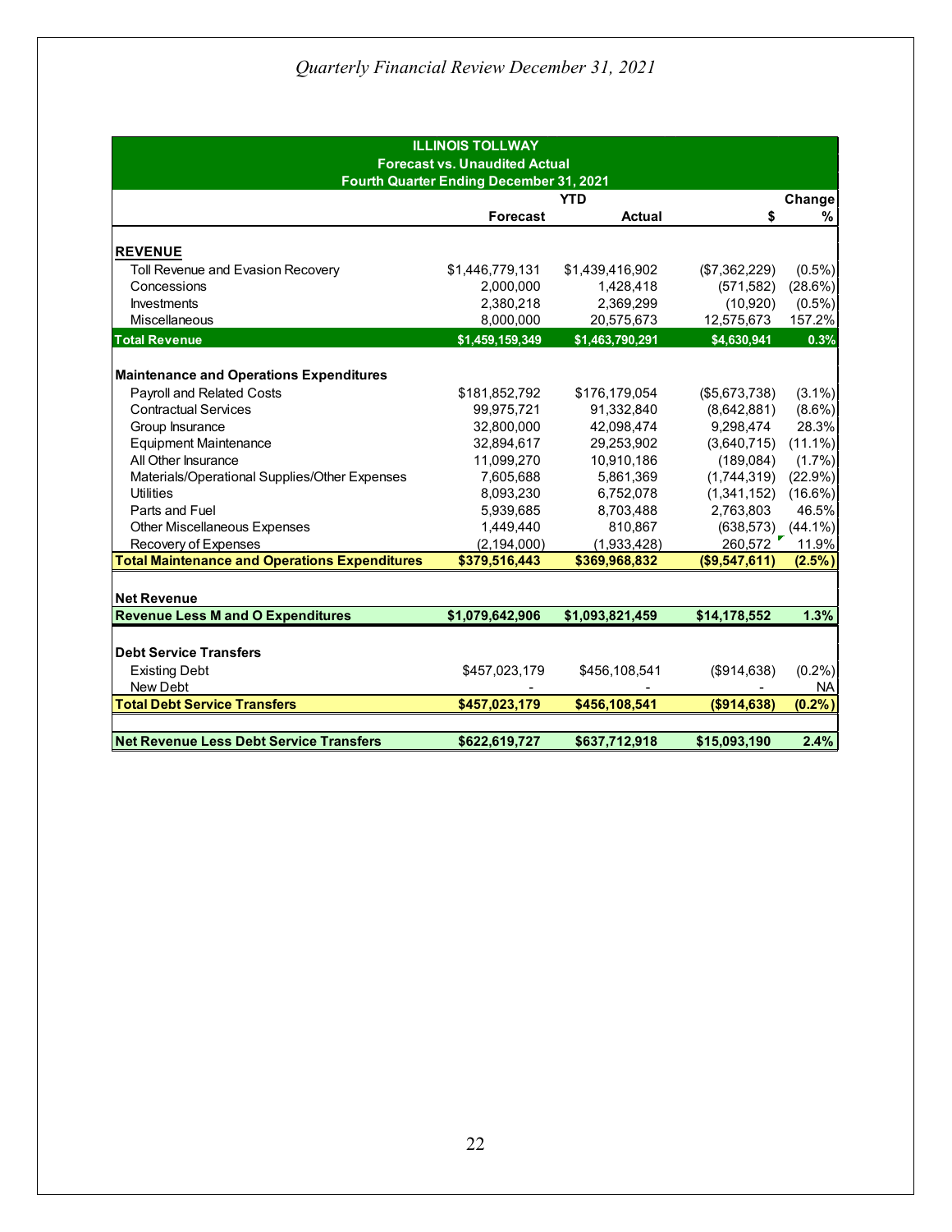*Quarterly Financial Review December 31, 2021*

| ILLINOIS TOLLWAY<br>Forecast vs. Unaudited Actual<br>Fourth Quarter Ending December 31, 2021 | | | | |
|---|---|---|---|---|
| | YTD | | Change | |
| | Forecast | Actual | $ | % |
| **REVENUE** | | | | |
| Toll Revenue and Evasion Recovery | $1,446,779,131 | $1,439,416,902 | ($7,362,229) | (0.5%) |
| Concessions | 2,000,000 | 1,428,418 | (571,582) | (28.6%) |
| Investments | 2,380,218 | 2,369,299 | (10,920) | (0.5%) |
| Miscellaneous | 8,000,000 | 20,575,673 | 12,575,673 | 157.2% |
| **Total Revenue** | **$1,459,159,349** | **$1,463,790,291** | **$4,630,941** | **0.3%** |
| **Maintenance and Operations Expenditures** | | | | |
| Payroll and Related Costs | $181,852,792 | $176,179,054 | ($5,673,738) | (3.1%) |
| Contractual Services | 99,975,721 | 91,332,840 | (8,642,881) | (8.6%) |
| Group Insurance | 32,800,000 | 42,098,474 | 9,298,474 | 28.3% |
| Equipment Maintenance | 32,894,617 | 29,253,902 | (3,640,715) | (11.1%) |
| All Other Insurance | 11,099,270 | 10,910,186 | (189,084) | (1.7%) |
| Materials/Operational Supplies/Other Expenses | 7,605,688 | 5,861,369 | (1,744,319) | (22.9%) |
| Utilities | 8,093,230 | 6,752,078 | (1,341,152) | (16.6%) |
| Parts and Fuel | 5,939,685 | 8,703,488 | 2,763,803 | 46.5% |
| Other Miscellaneous Expenses | 1,449,440 | 810,867 | (638,573) | (44.1%) |
| Recovery of Expenses | (2,194,000) | (1,933,428) | 260,572 | 11.9% |
| **Total Maintenance and Operations Expenditures** | **$379,516,443** | **$369,968,832** | **($9,547,611)** | **(2.5%)** |
| **Net Revenue** | | | | |
| **Revenue Less M and O Expenditures** | **$1,079,642,906** | **$1,093,821,459** | **$14,178,552** | **1.3%** |
| **Debt Service Transfers** | | | | |
| Existing Debt | $457,023,179 | $456,108,541 | ($914,638) | (0.2%) |
| New Debt | - | - | - | NA |
| **Total Debt Service Transfers** | **$457,023,179** | **$456,108,541** | **($914,638)** | **(0.2%)** |
| **Net Revenue Less Debt Service Transfers** | **$622,619,727** | **$637,712,918** | **$15,093,190** | **2.4%** |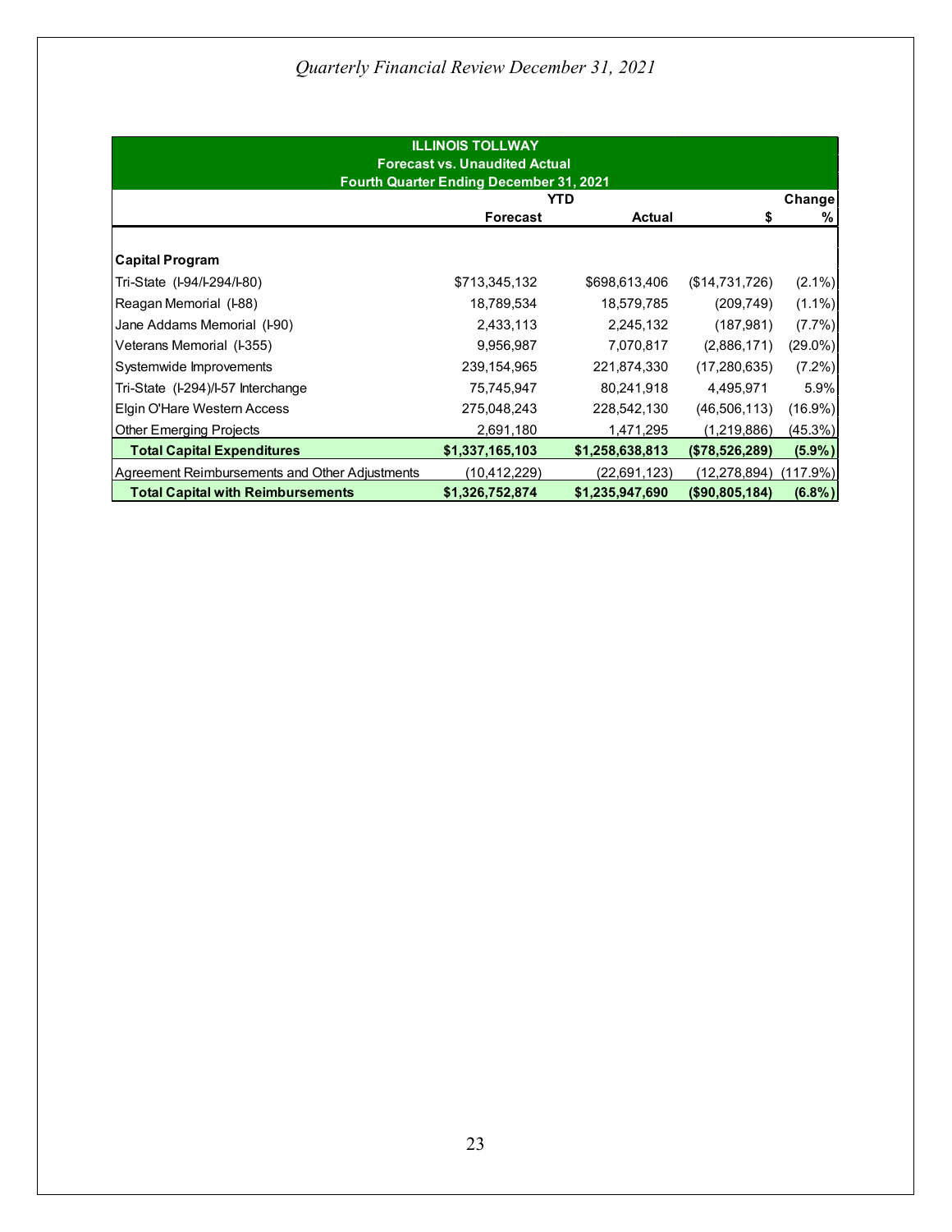*Quarterly Financial Review December 31, 2021*

| ILLINOIS TOLLWAY<br>Forecast vs. Unaudited Actual<br>Fourth Quarter Ending December 31, 2021 | | | | |
|---|---|---|---|---|
| | YTD | | Change | |
| | Forecast | Actual | $ | % |
| **Capital Program** | | | | |
| Tri-State (I-94/I-294/I-80) | $713,345,132 | $698,613,406 | ($14,731,726) | (2.1%) |
| Reagan Memorial (I-88) | 18,789,534 | 18,579,785 | (209,749) | (1.1%) |
| Jane Addams Memorial (I-90) | 2,433,113 | 2,245,132 | (187,981) | (7.7%) |
| Veterans Memorial (I-355) | 9,956,987 | 7,070,817 | (2,886,171) | (29.0%) |
| Systemwide Improvements | 239,154,965 | 221,874,330 | (17,280,635) | (7.2%) |
| Tri-State (I-294)/I-57 Interchange | 75,745,947 | 80,241,918 | 4,495,971 | 5.9% |
| Elgin O'Hare Western Access | 275,048,243 | 228,542,130 | (46,506,113) | (16.9%) |
| Other Emerging Projects | 2,691,180 | 1,471,295 | (1,219,886) | (45.3%) |
| **Total Capital Expenditures** | **$1,337,165,103** | **$1,258,638,813** | **($78,526,289)** | **(5.9%)** |
| Agreement Reimbursements and Other Adjustments | (10,412,229) | (22,691,123) | (12,278,894) | (117.9%) |
| **Total Capital with Reimbursements** | **$1,326,752,874** | **$1,235,947,690** | **($90,805,184)** | **(6.8%)** |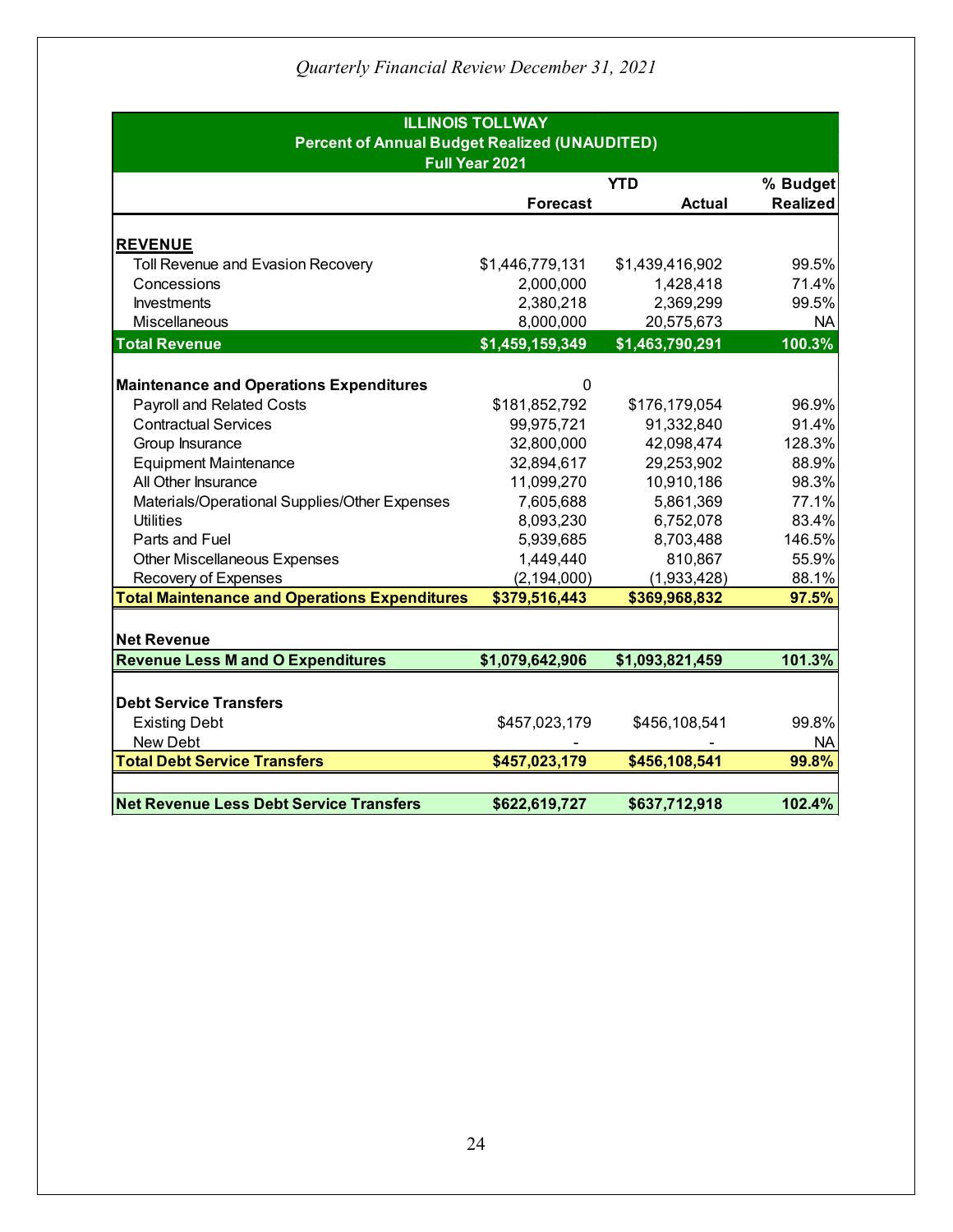*Quarterly Financial Review December 31, 2021*

| ILLINOIS TOLLWAY<br>Percent of Annual Budget Realized (UNAUDITED)<br>Full Year 2021 | | | |
|---|---|---|---|
| | | YTD | % Budget |
| | Forecast | Actual | Realized |
| **REVENUE** | | | |
| Toll Revenue and Evasion Recovery | $1,446,779,131 | $1,439,416,902 | 99.5% |
| Concessions | 2,000,000 | 1,428,418 | 71.4% |
| Investments | 2,380,218 | 2,369,299 | 99.5% |
| Miscellaneous | 8,000,000 | 20,575,673 | NA |
| **Total Revenue** | **$1,459,159,349** | **$1,463,790,291** | **100.3%** |
| **Maintenance and Operations Expenditures** | 0 | | |
| Payroll and Related Costs | $181,852,792 | $176,179,054 | 96.9% |
| Contractual Services | 99,975,721 | 91,332,840 | 91.4% |
| Group Insurance | 32,800,000 | 42,098,474 | 128.3% |
| Equipment Maintenance | 32,894,617 | 29,253,902 | 88.9% |
| All Other Insurance | 11,099,270 | 10,910,186 | 98.3% |
| Materials/Operational Supplies/Other Expenses | 7,605,688 | 5,861,369 | 77.1% |
| Utilities | 8,093,230 | 6,752,078 | 83.4% |
| Parts and Fuel | 5,939,685 | 8,703,488 | 146.5% |
| Other Miscellaneous Expenses | 1,449,440 | 810,867 | 55.9% |
| Recovery of Expenses | (2,194,000) | (1,933,428) | 88.1% |
| **Total Maintenance and Operations Expenditures** | **$379,516,443** | **$369,968,832** | **97.5%** |
| **Net Revenue** | | | |
| **Revenue Less M and O Expenditures** | **$1,079,642,906** | **$1,093,821,459** | **101.3%** |
| **Debt Service Transfers** | | | |
| Existing Debt | $457,023,179 | $456,108,541 | 99.8% |
| New Debt | - | - | NA |
| **Total Debt Service Transfers** | **$457,023,179** | **$456,108,541** | **99.8%** |
| **Net Revenue Less Debt Service Transfers** | **$622,619,727** | **$637,712,918** | **102.4%** |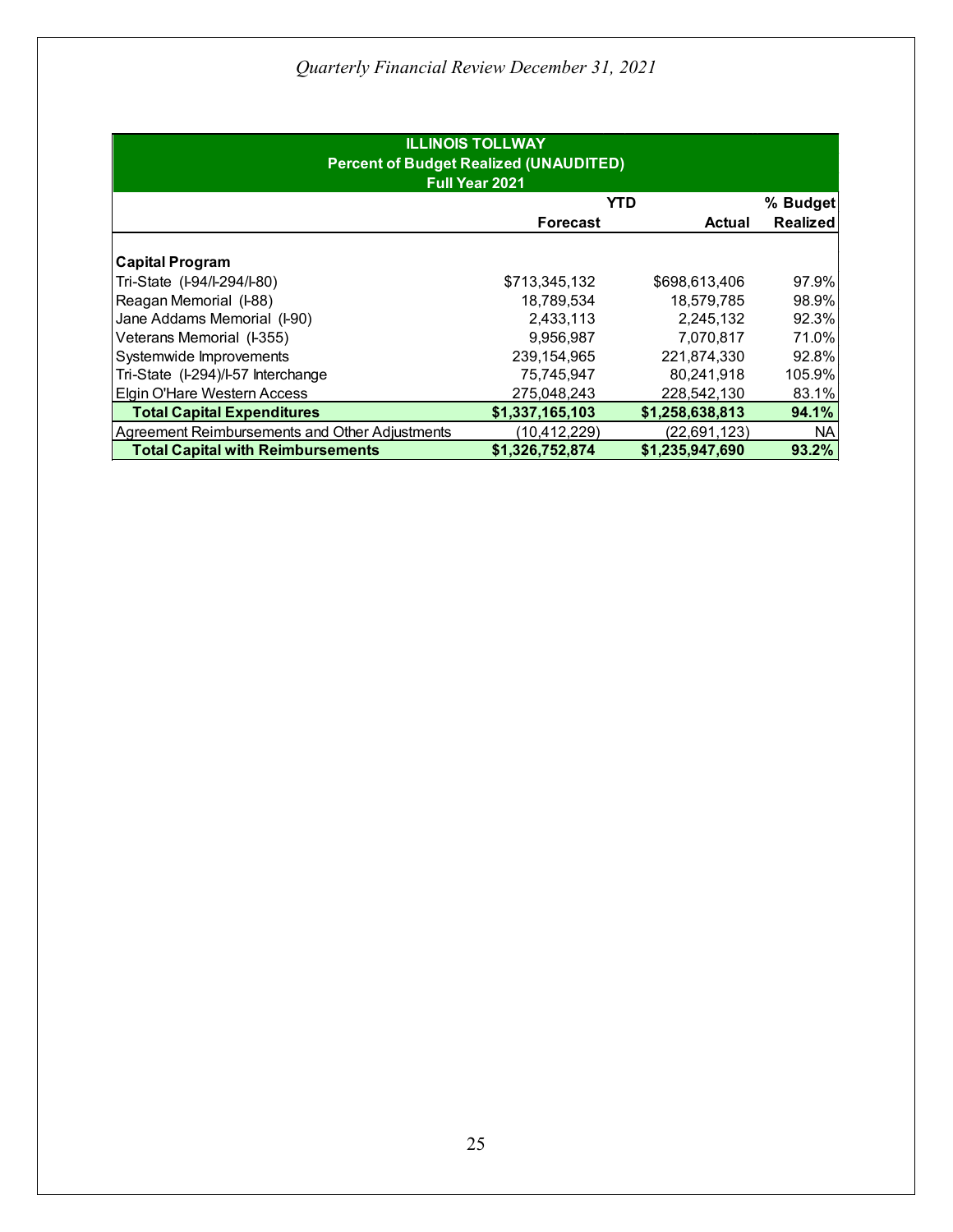*Quarterly Financial Review December 31, 2021*

| ILLINOIS TOLLWAY<br>Percent of Budget Realized (UNAUDITED)<br>Full Year 2021 | | | |
|---|---|---|---|
| | **YTD** | | **% Budget** |
| | **Forecast** | **Actual** | **Realized** |
| **Capital Program** | | | |
| Tri-State (I-94/I-294/I-80) | $713,345,132 | $698,613,406 | 97.9% |
| Reagan Memorial (I-88) | 18,789,534 | 18,579,785 | 98.9% |
| Jane Addams Memorial (I-90) | 2,433,113 | 2,245,132 | 92.3% |
| Veterans Memorial (I-355) | 9,956,987 | 7,070,817 | 71.0% |
| Systemwide Improvements | 239,154,965 | 221,874,330 | 92.8% |
| Tri-State (I-294)/I-57 Interchange | 75,745,947 | 80,241,918 | 105.9% |
| Elgin O'Hare Western Access | 275,048,243 | 228,542,130 | 83.1% |
| **Total Capital Expenditures** | **$1,337,165,103** | **$1,258,638,813** | **94.1%** |
| Agreement Reimbursements and Other Adjustments | (10,412,229) | (22,691,123) | NA |
| **Total Capital with Reimbursements** | **$1,326,752,874** | **$1,235,947,690** | **93.2%** |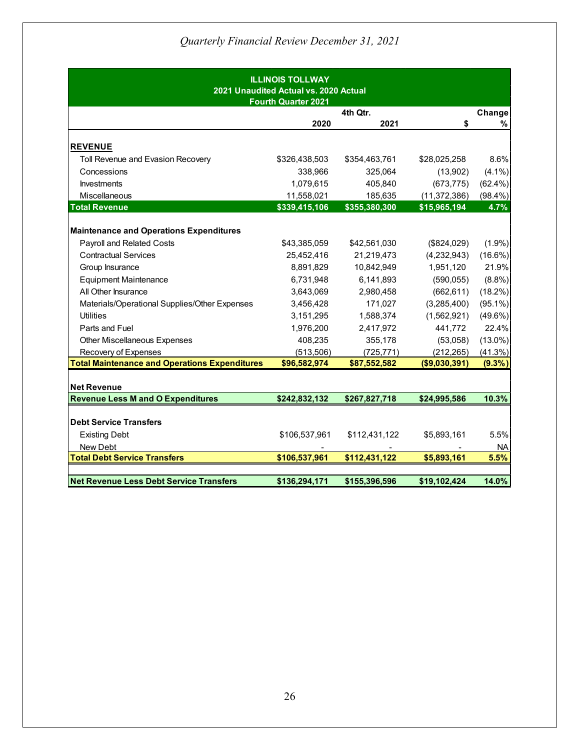*Quarterly Financial Review December 31, 2021*

| ILLINOIS TOLLWAY<br>2021 Unaudited Actual vs. 2020 Actual<br>Fourth Quarter 2021 | | | | |
|---|---|---|---|---|
| | 4th Qtr. | | Change | |
| | 2020 | 2021 | $ | % |
| **REVENUE** | | | | |
| Toll Revenue and Evasion Recovery | $326,438,503 | $354,463,761 | $28,025,258 | 8.6% |
| Concessions | 338,966 | 325,064 | (13,902) | (4.1%) |
| Investments | 1,079,615 | 405,840 | (673,775) | (62.4%) |
| Miscellaneous | 11,558,021 | 185,635 | (11,372,386) | (98.4%) |
| **Total Revenue** | **$339,415,106** | **$355,380,300** | **$15,965,194** | **4.7%** |
| **Maintenance and Operations Expenditures** | | | | |
| Payroll and Related Costs | $43,385,059 | $42,561,030 | ($824,029) | (1.9%) |
| Contractual Services | 25,452,416 | 21,219,473 | (4,232,943) | (16.6%) |
| Group Insurance | 8,891,829 | 10,842,949 | 1,951,120 | 21.9% |
| Equipment Maintenance | 6,731,948 | 6,141,893 | (590,055) | (8.8%) |
| All Other Insurance | 3,643,069 | 2,980,458 | (662,611) | (18.2%) |
| Materials/Operational Supplies/Other Expenses | 3,456,428 | 171,027 | (3,285,400) | (95.1%) |
| Utilities | 3,151,295 | 1,588,374 | (1,562,921) | (49.6%) |
| Parts and Fuel | 1,976,200 | 2,417,972 | 441,772 | 22.4% |
| Other Miscellaneous Expenses | 408,235 | 355,178 | (53,058) | (13.0%) |
| Recovery of Expenses | (513,506) | (725,771) | (212,265) | (41.3%) |
| **Total Maintenance and Operations Expenditures** | **$96,582,974** | **$87,552,582** | **($9,030,391)** | **(9.3%)** |
| **Net Revenue** | | | | |
| **Revenue Less M and O Expenditures** | **$242,832,132** | **$267,827,718** | **$24,995,586** | **10.3%** |
| **Debt Service Transfers** | | | | |
| Existing Debt | $106,537,961 | $112,431,122 | $5,893,161 | 5.5% |
| New Debt | - | - | - | NA |
| **Total Debt Service Transfers** | **$106,537,961** | **$112,431,122** | **$5,893,161** | **5.5%** |
| **Net Revenue Less Debt Service Transfers** | **$136,294,171** | **$155,396,596** | **$19,102,424** | **14.0%** |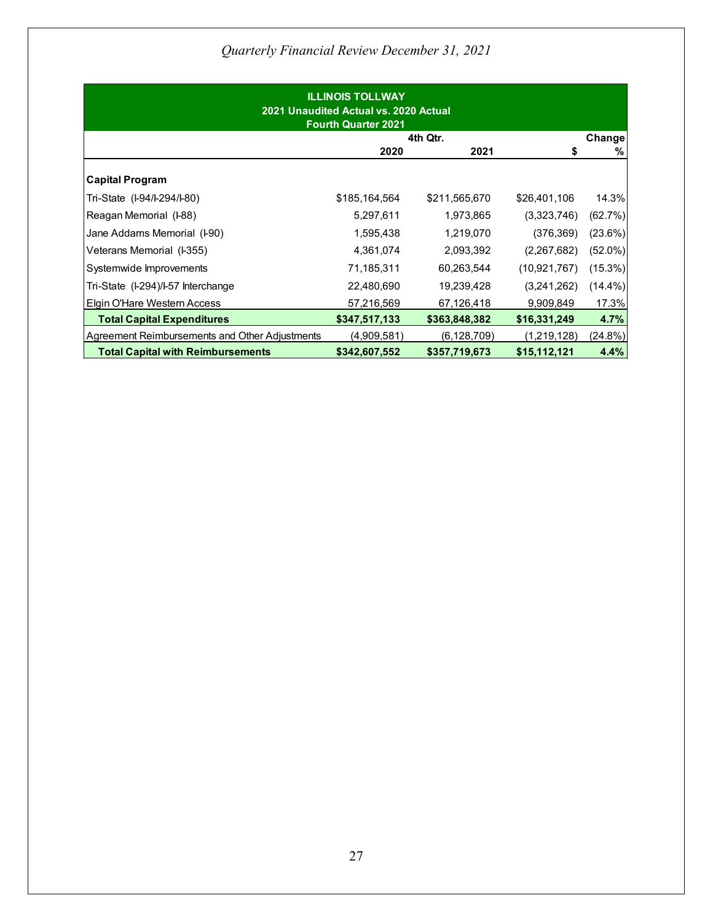| ILLINOIS TOLLWAY<br>2021 Unaudited Actual vs. 2020 Actual<br>Fourth Quarter 2021 | | | | |
|---|---|---|---|---|
| | 4th Qtr. | | Change | |
| | 2020 | 2021 | $ | % |
| **Capital Program** | | | | |
| Tri-State (I-94/I-294/I-80) | $185,164,564 | $211,565,670 | $26,401,106 | 14.3% |
| Reagan Memorial (I-88) | 5,297,611 | 1,973,865 | (3,323,746) | (62.7%) |
| Jane Addams Memorial (I-90) | 1,595,438 | 1,219,070 | (376,369) | (23.6%) |
| Veterans Memorial (I-355) | 4,361,074 | 2,093,392 | (2,267,682) | (52.0%) |
| Systemwide Improvements | 71,185,311 | 60,263,544 | (10,921,767) | (15.3%) |
| Tri-State (I-294)/I-57 Interchange | 22,480,690 | 19,239,428 | (3,241,262) | (14.4%) |
| Elgin O'Hare Western Access | 57,216,569 | 67,126,418 | 9,909,849 | 17.3% |
| **Total Capital Expenditures** | **$347,517,133** | **$363,848,382** | **$16,331,249** | **4.7%** |
| Agreement Reimbursements and Other Adjustments | (4,909,581) | (6,128,709) | (1,219,128) | (24.8%) |
| **Total Capital with Reimbursements** | **$342,607,552** | **$357,719,673** | **$15,112,121** | **4.4%** |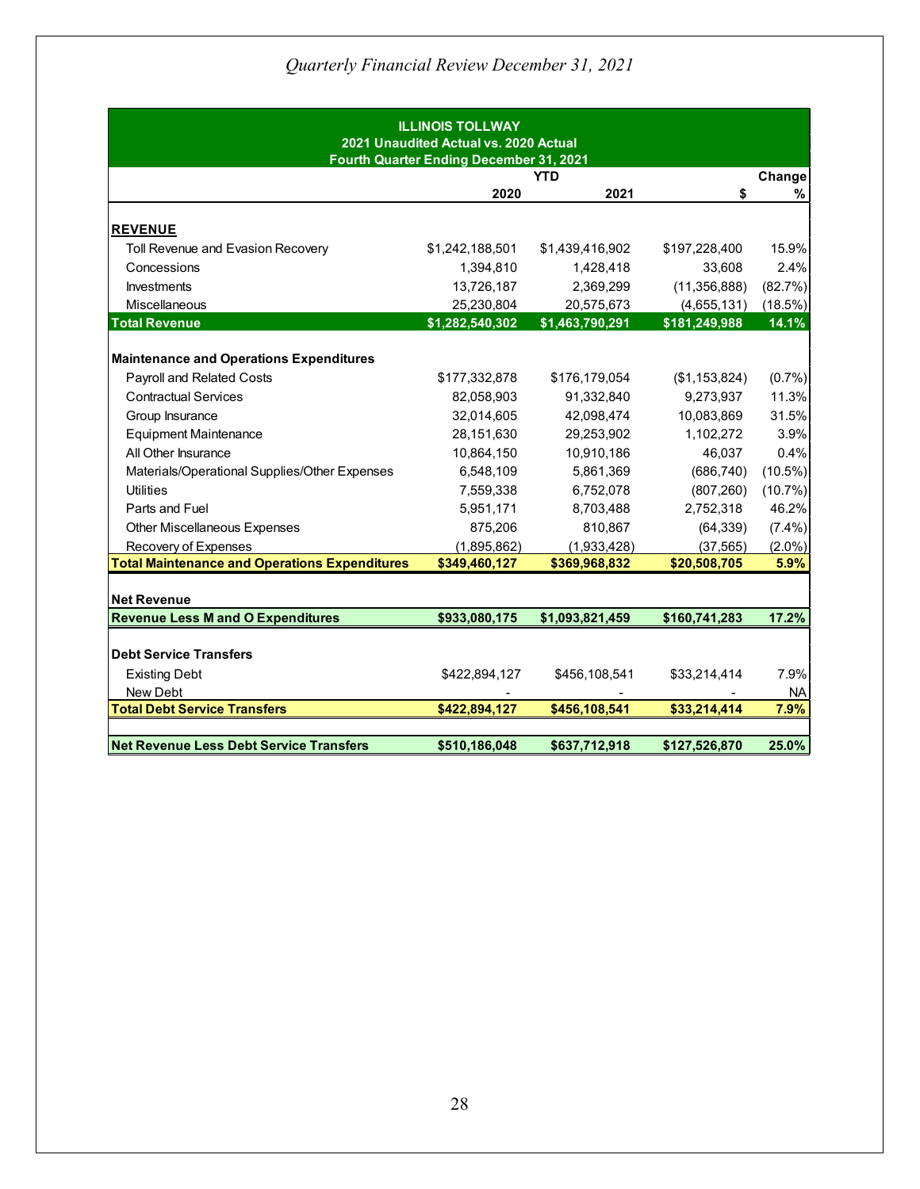*Quarterly Financial Review December 31, 2021*

| ILLINOIS TOLLWAY<br>2021 Unaudited Actual vs. 2020 Actual<br>Fourth Quarter Ending December 31, 2021 | | | | |
|---|---|---|---|---|
| | YTD | | Change | |
| | 2020 | 2021 | $ | % |
| **REVENUE** | | | | |
| Toll Revenue and Evasion Recovery | $1,242,188,501 | $1,439,416,902 | $197,228,400 | 15.9% |
| Concessions | 1,394,810 | 1,428,418 | 33,608 | 2.4% |
| Investments | 13,726,187 | 2,369,299 | (11,356,888) | (82.7%) |
| Miscellaneous | 25,230,804 | 20,575,673 | (4,655,131) | (18.5%) |
| **Total Revenue** | **$1,282,540,302** | **$1,463,790,291** | **$181,249,988** | **14.1%** |
| **Maintenance and Operations Expenditures** | | | | |
| Payroll and Related Costs | $177,332,878 | $176,179,054 | ($1,153,824) | (0.7%) |
| Contractual Services | 82,058,903 | 91,332,840 | 9,273,937 | 11.3% |
| Group Insurance | 32,014,605 | 42,098,474 | 10,083,869 | 31.5% |
| Equipment Maintenance | 28,151,630 | 29,253,902 | 1,102,272 | 3.9% |
| All Other Insurance | 10,864,150 | 10,910,186 | 46,037 | 0.4% |
| Materials/Operational Supplies/Other Expenses | 6,548,109 | 5,861,369 | (686,740) | (10.5%) |
| Utilities | 7,559,338 | 6,752,078 | (807,260) | (10.7%) |
| Parts and Fuel | 5,951,171 | 8,703,488 | 2,752,318 | 46.2% |
| Other Miscellaneous Expenses | 875,206 | 810,867 | (64,339) | (7.4%) |
| Recovery of Expenses | (1,895,862) | (1,933,428) | (37,565) | (2.0%) |
| **Total Maintenance and Operations Expenditures** | **$349,460,127** | **$369,968,832** | **$20,508,705** | **5.9%** |
| **Net Revenue** | | | | |
| **Revenue Less M and O Expenditures** | **$933,080,175** | **$1,093,821,459** | **$160,741,283** | **17.2%** |
| **Debt Service Transfers** | | | | |
| Existing Debt | $422,894,127 | $456,108,541 | $33,214,414 | 7.9% |
| New Debt | - | - | - | NA |
| **Total Debt Service Transfers** | **$422,894,127** | **$456,108,541** | **$33,214,414** | **7.9%** |
| **Net Revenue Less Debt Service Transfers** | **$510,186,048** | **$637,712,918** | **$127,526,870** | **25.0%** |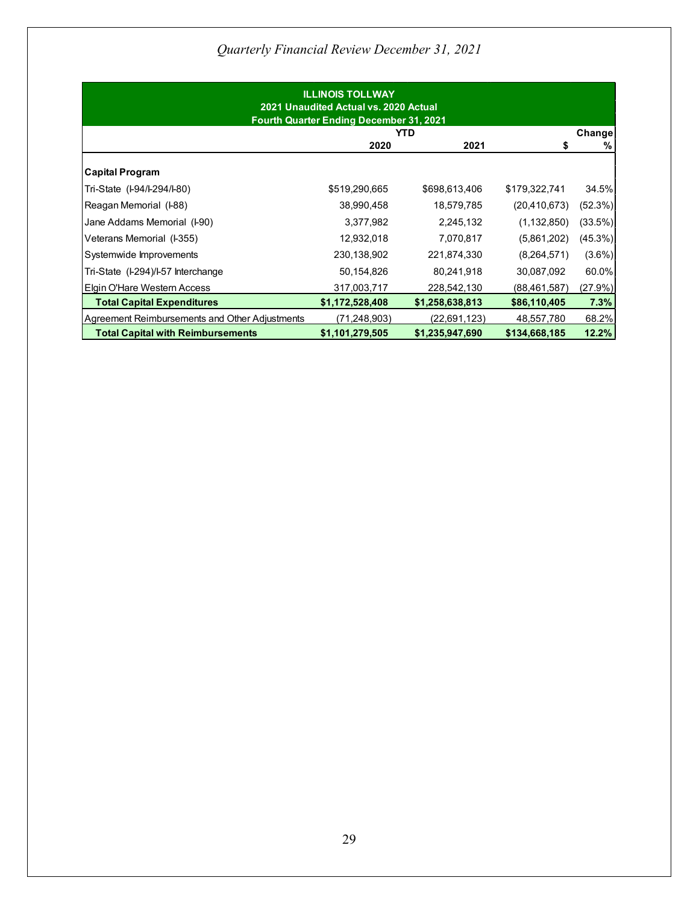*Quarterly Financial Review December 31, 2021*

| ILLINOIS TOLLWAY<br>2021 Unaudited Actual vs. 2020 Actual<br>Fourth Quarter Ending December 31, 2021 | | | | |
|---|---|---|---|---|
| | YTD | | Change | |
| | 2020 | 2021 | $ | % |
| **Capital Program** | | | | |
| Tri-State (I-94/I-294/I-80) | $519,290,665 | $698,613,406 | $179,322,741 | 34.5% |
| Reagan Memorial (I-88) | 38,990,458 | 18,579,785 | (20,410,673) | (52.3%) |
| Jane Addams Memorial (I-90) | 3,377,982 | 2,245,132 | (1,132,850) | (33.5%) |
| Veterans Memorial (I-355) | 12,932,018 | 7,070,817 | (5,861,202) | (45.3%) |
| Systemwide Improvements | 230,138,902 | 221,874,330 | (8,264,571) | (3.6%) |
| Tri-State (I-294)/I-57 Interchange | 50,154,826 | 80,241,918 | 30,087,092 | 60.0% |
| Elgin O'Hare Western Access | 317,003,717 | 228,542,130 | (88,461,587) | (27.9%) |
| **Total Capital Expenditures** | **$1,172,528,408** | **$1,258,638,813** | **$86,110,405** | **7.3%** |
| Agreement Reimbursements and Other Adjustments | (71,248,903) | (22,691,123) | 48,557,780 | 68.2% |
| **Total Capital with Reimbursements** | **$1,101,279,505** | **$1,235,947,690** | **$134,668,185** | **12.2%** |